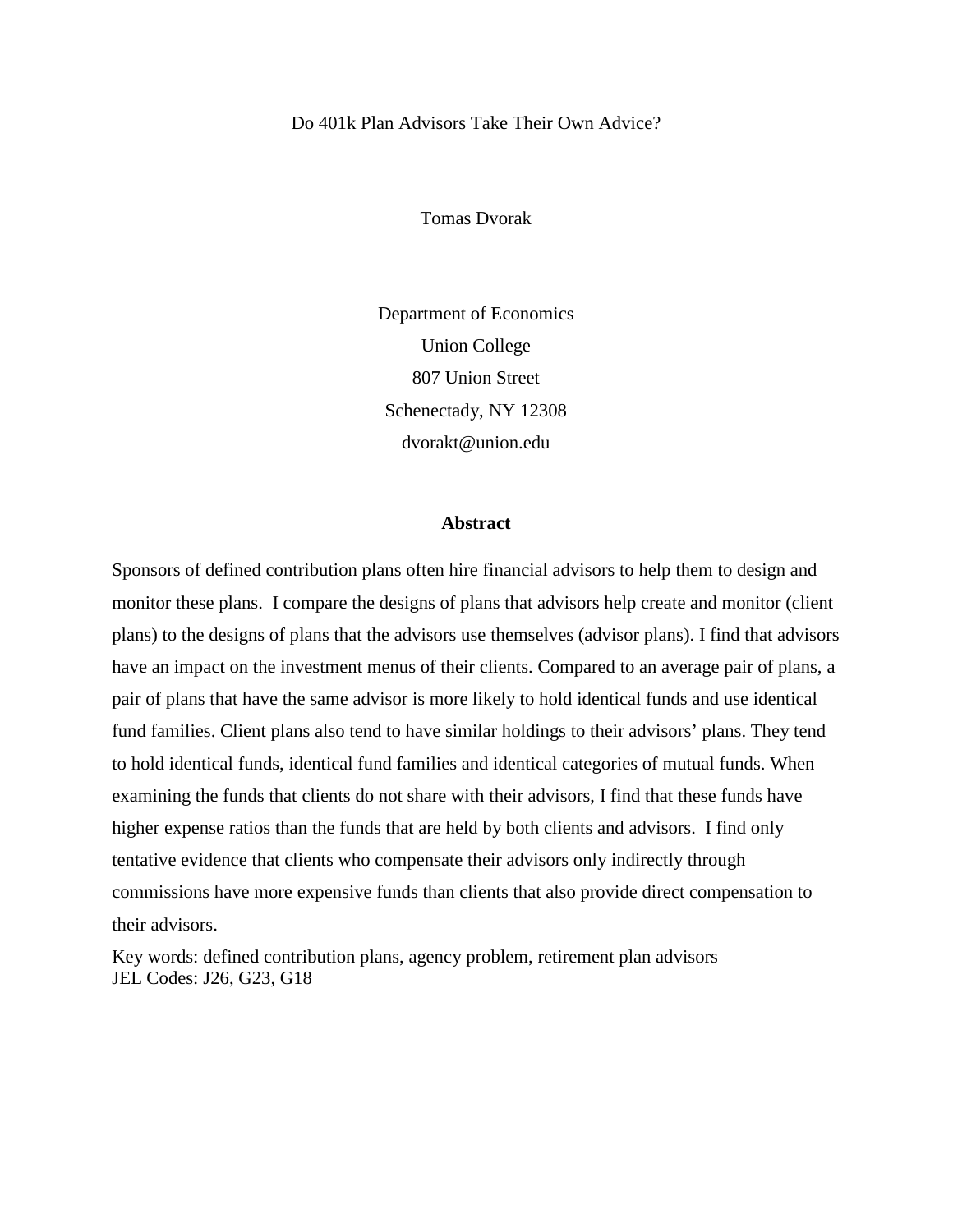# Do 401k Plan Advisors Take Their Own Advice?

Tomas Dvorak

Department of Economics
Union College
807 Union Street
Schenectady, NY 12308
dvorakt@union.edu

## Abstract

Sponsors of defined contribution plans often hire financial advisors to help them to design and monitor these plans. I compare the designs of plans that advisors help create and monitor (client plans) to the designs of plans that the advisors use themselves (advisor plans). I find that advisors have an impact on the investment menus of their clients. Compared to an average pair of plans, a pair of plans that have the same advisor is more likely to hold identical funds and use identical fund families. Client plans also tend to have similar holdings to their advisors' plans. They tend to hold identical funds, identical fund families and identical categories of mutual funds. When examining the funds that clients do not share with their advisors, I find that these funds have higher expense ratios than the funds that are held by both clients and advisors. I find only tentative evidence that clients who compensate their advisors only indirectly through commissions have more expensive funds than clients that also provide direct compensation to their advisors.

Key words: defined contribution plans, agency problem, retirement plan advisors
JEL Codes: J26, G23, G18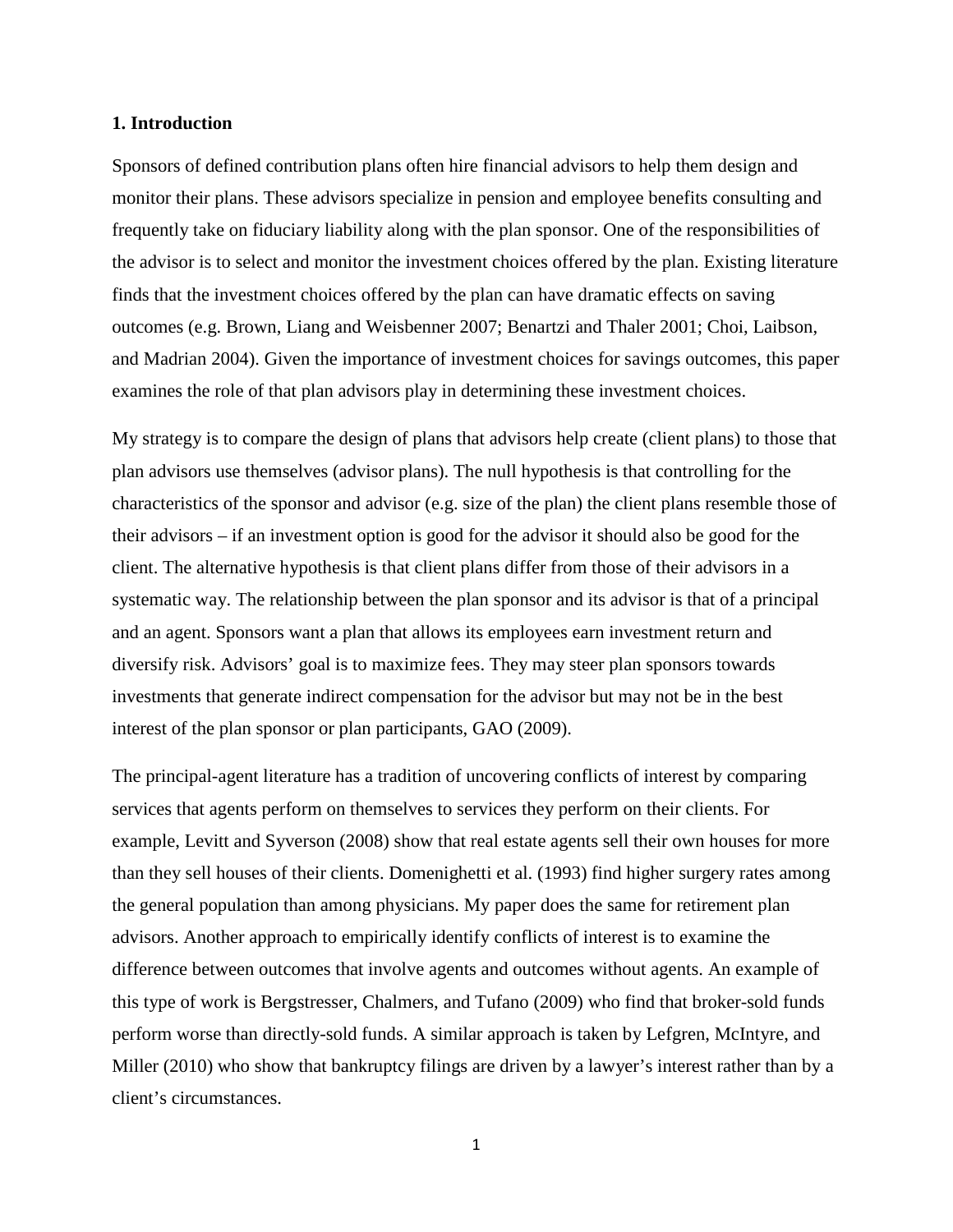### 1. Introduction

Sponsors of defined contribution plans often hire financial advisors to help them design and monitor their plans. These advisors specialize in pension and employee benefits consulting and frequently take on fiduciary liability along with the plan sponsor. One of the responsibilities of the advisor is to select and monitor the investment choices offered by the plan. Existing literature finds that the investment choices offered by the plan can have dramatic effects on saving outcomes (e.g. Brown, Liang and Weisbenner 2007; Benartzi and Thaler 2001; Choi, Laibson, and Madrian 2004). Given the importance of investment choices for savings outcomes, this paper examines the role of that plan advisors play in determining these investment choices.

My strategy is to compare the design of plans that advisors help create (client plans) to those that plan advisors use themselves (advisor plans). The null hypothesis is that controlling for the characteristics of the sponsor and advisor (e.g. size of the plan) the client plans resemble those of their advisors – if an investment option is good for the advisor it should also be good for the client. The alternative hypothesis is that client plans differ from those of their advisors in a systematic way. The relationship between the plan sponsor and its advisor is that of a principal and an agent. Sponsors want a plan that allows its employees earn investment return and diversify risk. Advisors' goal is to maximize fees. They may steer plan sponsors towards investments that generate indirect compensation for the advisor but may not be in the best interest of the plan sponsor or plan participants, GAO (2009).

The principal-agent literature has a tradition of uncovering conflicts of interest by comparing services that agents perform on themselves to services they perform on their clients. For example, Levitt and Syverson (2008) show that real estate agents sell their own houses for more than they sell houses of their clients. Domenighetti et al. (1993) find higher surgery rates among the general population than among physicians. My paper does the same for retirement plan advisors. Another approach to empirically identify conflicts of interest is to examine the difference between outcomes that involve agents and outcomes without agents. An example of this type of work is Bergstresser, Chalmers, and Tufano (2009) who find that broker-sold funds perform worse than directly-sold funds. A similar approach is taken by Lefgren, McIntyre, and Miller (2010) who show that bankruptcy filings are driven by a lawyer's interest rather than by a client's circumstances.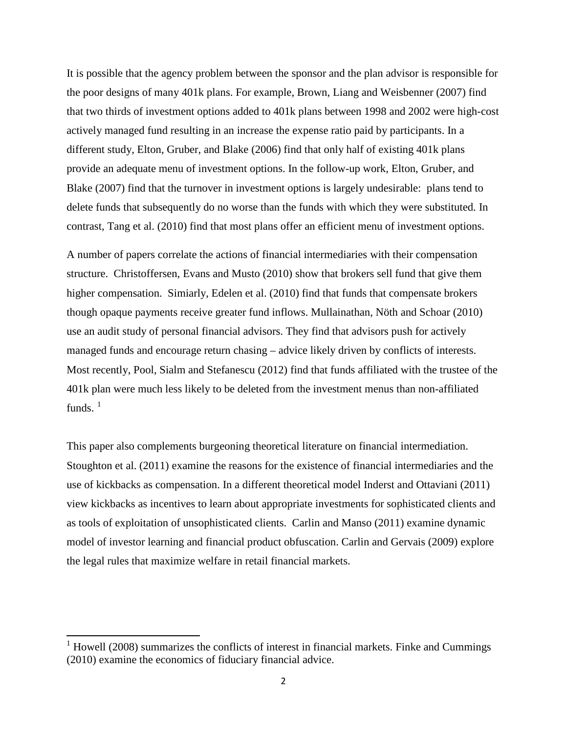It is possible that the agency problem between the sponsor and the plan advisor is responsible for the poor designs of many 401k plans. For example, Brown, Liang and Weisbenner (2007) find that two thirds of investment options added to 401k plans between 1998 and 2002 were high-cost actively managed fund resulting in an increase the expense ratio paid by participants. In a different study, Elton, Gruber, and Blake (2006) find that only half of existing 401k plans provide an adequate menu of investment options. In the follow-up work, Elton, Gruber, and Blake (2007) find that the turnover in investment options is largely undesirable: plans tend to delete funds that subsequently do no worse than the funds with which they were substituted. In contrast, Tang et al. (2010) find that most plans offer an efficient menu of investment options.

A number of papers correlate the actions of financial intermediaries with their compensation structure. Christoffersen, Evans and Musto (2010) show that brokers sell fund that give them higher compensation. Simiarly, Edelen et al. (2010) find that funds that compensate brokers though opaque payments receive greater fund inflows. Mullainathan, Nöth and Schoar (2010) use an audit study of personal financial advisors. They find that advisors push for actively managed funds and encourage return chasing – advice likely driven by conflicts of interests. Most recently, Pool, Sialm and Stefanescu (2012) find that funds affiliated with the trustee of the 401k plan were much less likely to be deleted from the investment menus than non-affiliated funds. [1]

This paper also complements burgeoning theoretical literature on financial intermediation. Stoughton et al. (2011) examine the reasons for the existence of financial intermediaries and the use of kickbacks as compensation. In a different theoretical model Inderst and Ottaviani (2011) view kickbacks as incentives to learn about appropriate investments for sophisticated clients and as tools of exploitation of unsophisticated clients. Carlin and Manso (2011) examine dynamic model of investor learning and financial product obfuscation. Carlin and Gervais (2009) explore the legal rules that maximize welfare in retail financial markets.

---

[1] Howell (2008) summarizes the conflicts of interest in financial markets. Finke and Cummings (2010) examine the economics of fiduciary financial advice.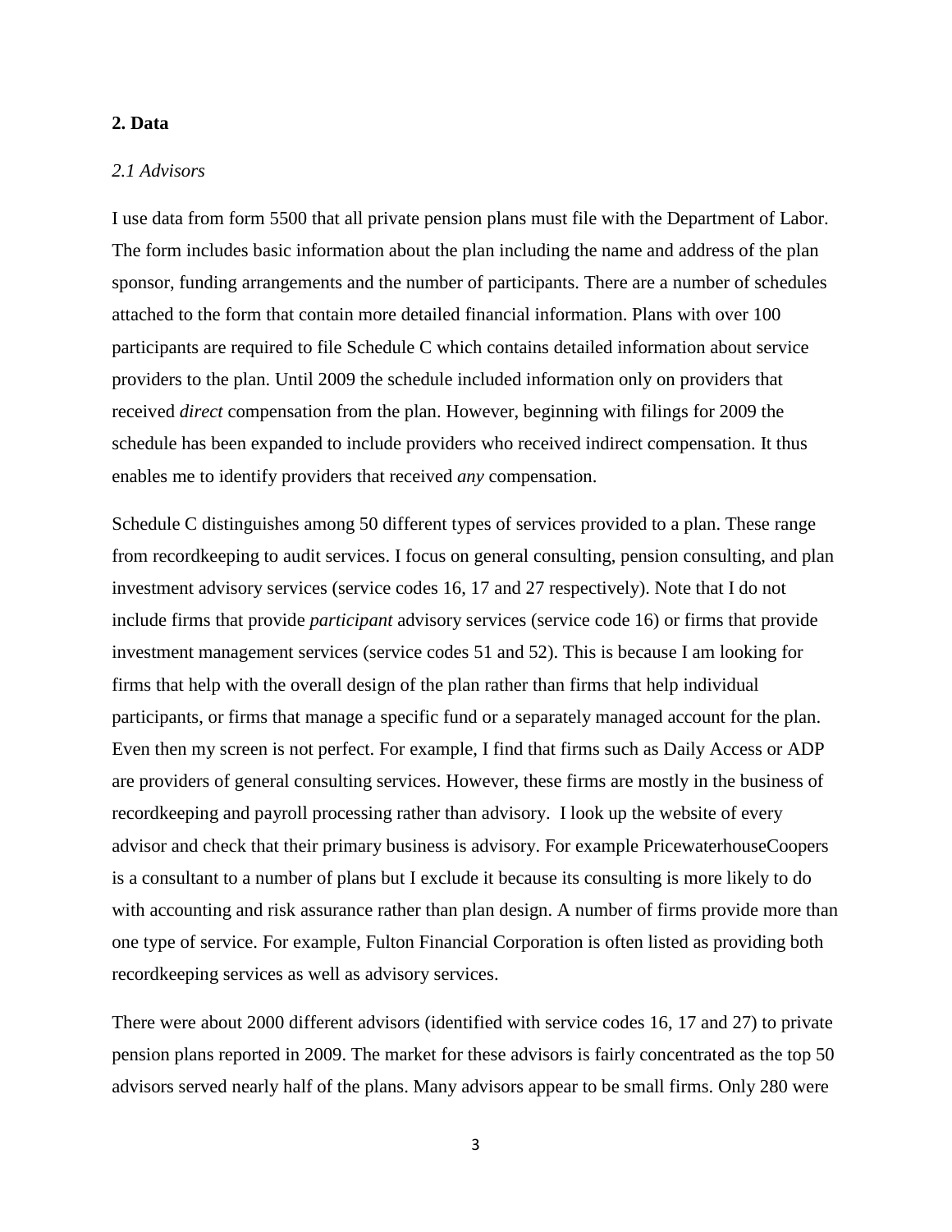## 2. Data

### *2.1 Advisors*

I use data from form 5500 that all private pension plans must file with the Department of Labor. The form includes basic information about the plan including the name and address of the plan sponsor, funding arrangements and the number of participants. There are a number of schedules attached to the form that contain more detailed financial information. Plans with over 100 participants are required to file Schedule C which contains detailed information about service providers to the plan. Until 2009 the schedule included information only on providers that received *direct* compensation from the plan. However, beginning with filings for 2009 the schedule has been expanded to include providers who received indirect compensation. It thus enables me to identify providers that received *any* compensation.

Schedule C distinguishes among 50 different types of services provided to a plan. These range from recordkeeping to audit services. I focus on general consulting, pension consulting, and plan investment advisory services (service codes 16, 17 and 27 respectively). Note that I do not include firms that provide *participant* advisory services (service code 16) or firms that provide investment management services (service codes 51 and 52). This is because I am looking for firms that help with the overall design of the plan rather than firms that help individual participants, or firms that manage a specific fund or a separately managed account for the plan. Even then my screen is not perfect. For example, I find that firms such as Daily Access or ADP are providers of general consulting services. However, these firms are mostly in the business of recordkeeping and payroll processing rather than advisory. I look up the website of every advisor and check that their primary business is advisory. For example PricewaterhouseCoopers is a consultant to a number of plans but I exclude it because its consulting is more likely to do with accounting and risk assurance rather than plan design. A number of firms provide more than one type of service. For example, Fulton Financial Corporation is often listed as providing both recordkeeping services as well as advisory services.

There were about 2000 different advisors (identified with service codes 16, 17 and 27) to private pension plans reported in 2009. The market for these advisors is fairly concentrated as the top 50 advisors served nearly half of the plans. Many advisors appear to be small firms. Only 280 were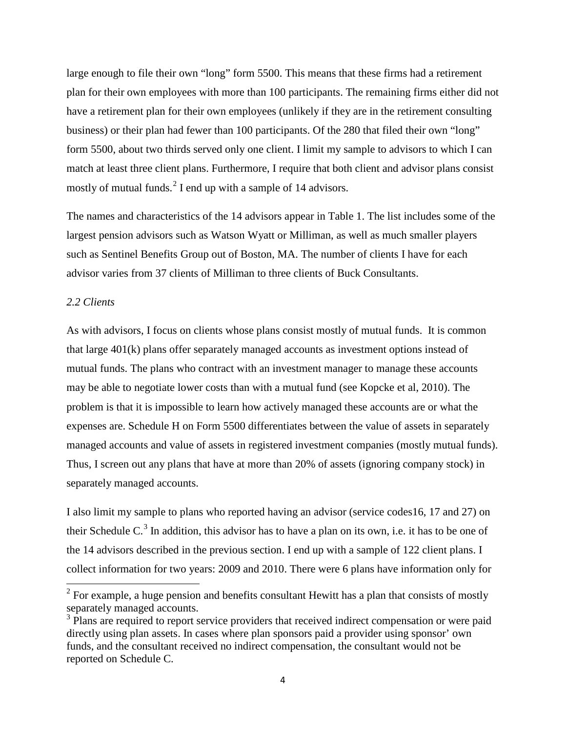large enough to file their own "long" form 5500. This means that these firms had a retirement plan for their own employees with more than 100 participants. The remaining firms either did not have a retirement plan for their own employees (unlikely if they are in the retirement consulting business) or their plan had fewer than 100 participants. Of the 280 that filed their own "long" form 5500, about two thirds served only one client. I limit my sample to advisors to which I can match at least three client plans. Furthermore, I require that both client and advisor plans consist mostly of mutual funds.[2] I end up with a sample of 14 advisors.

The names and characteristics of the 14 advisors appear in Table 1. The list includes some of the largest pension advisors such as Watson Wyatt or Milliman, as well as much smaller players such as Sentinel Benefits Group out of Boston, MA. The number of clients I have for each advisor varies from 37 clients of Milliman to three clients of Buck Consultants.

### *2.2 Clients*

As with advisors, I focus on clients whose plans consist mostly of mutual funds. It is common that large 401(k) plans offer separately managed accounts as investment options instead of mutual funds. The plans who contract with an investment manager to manage these accounts may be able to negotiate lower costs than with a mutual fund (see Kopcke et al, 2010). The problem is that it is impossible to learn how actively managed these accounts are or what the expenses are. Schedule H on Form 5500 differentiates between the value of assets in separately managed accounts and value of assets in registered investment companies (mostly mutual funds). Thus, I screen out any plans that have at more than 20% of assets (ignoring company stock) in separately managed accounts.

I also limit my sample to plans who reported having an advisor (service codes16, 17 and 27) on their Schedule C.[3] In addition, this advisor has to have a plan on its own, i.e. it has to be one of the 14 advisors described in the previous section. I end up with a sample of 122 client plans. I collect information for two years: 2009 and 2010. There were 6 plans have information only for

---

[2] For example, a huge pension and benefits consultant Hewitt has a plan that consists of mostly separately managed accounts.

[3] Plans are required to report service providers that received indirect compensation or were paid directly using plan assets. In cases where plan sponsors paid a provider using sponsor' own funds, and the consultant received no indirect compensation, the consultant would not be reported on Schedule C.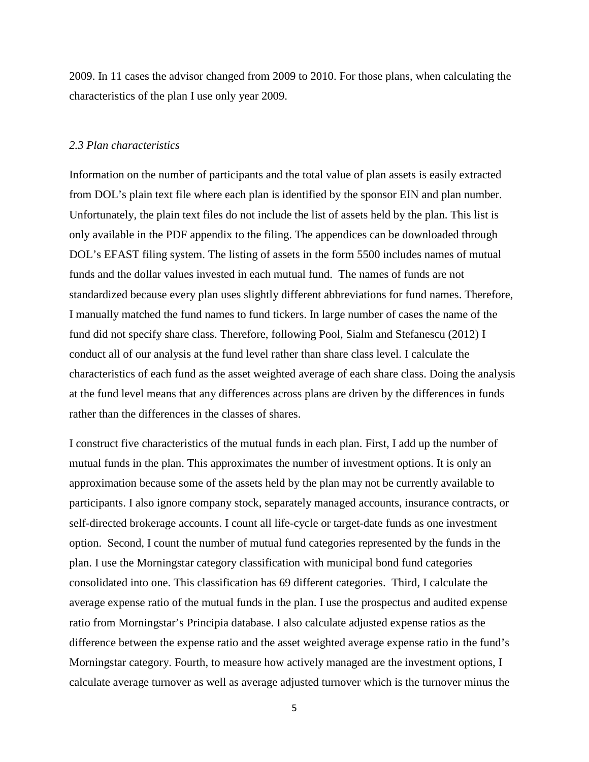2009. In 11 cases the advisor changed from 2009 to 2010. For those plans, when calculating the characteristics of the plan I use only year 2009.

### *2.3 Plan characteristics*

Information on the number of participants and the total value of plan assets is easily extracted from DOL's plain text file where each plan is identified by the sponsor EIN and plan number. Unfortunately, the plain text files do not include the list of assets held by the plan. This list is only available in the PDF appendix to the filing. The appendices can be downloaded through DOL's EFAST filing system. The listing of assets in the form 5500 includes names of mutual funds and the dollar values invested in each mutual fund. The names of funds are not standardized because every plan uses slightly different abbreviations for fund names. Therefore, I manually matched the fund names to fund tickers. In large number of cases the name of the fund did not specify share class. Therefore, following Pool, Sialm and Stefanescu (2012) I conduct all of our analysis at the fund level rather than share class level. I calculate the characteristics of each fund as the asset weighted average of each share class. Doing the analysis at the fund level means that any differences across plans are driven by the differences in funds rather than the differences in the classes of shares.

I construct five characteristics of the mutual funds in each plan. First, I add up the number of mutual funds in the plan. This approximates the number of investment options. It is only an approximation because some of the assets held by the plan may not be currently available to participants. I also ignore company stock, separately managed accounts, insurance contracts, or self-directed brokerage accounts. I count all life-cycle or target-date funds as one investment option. Second, I count the number of mutual fund categories represented by the funds in the plan. I use the Morningstar category classification with municipal bond fund categories consolidated into one. This classification has 69 different categories. Third, I calculate the average expense ratio of the mutual funds in the plan. I use the prospectus and audited expense ratio from Morningstar's Principia database. I also calculate adjusted expense ratios as the difference between the expense ratio and the asset weighted average expense ratio in the fund's Morningstar category. Fourth, to measure how actively managed are the investment options, I calculate average turnover as well as average adjusted turnover which is the turnover minus the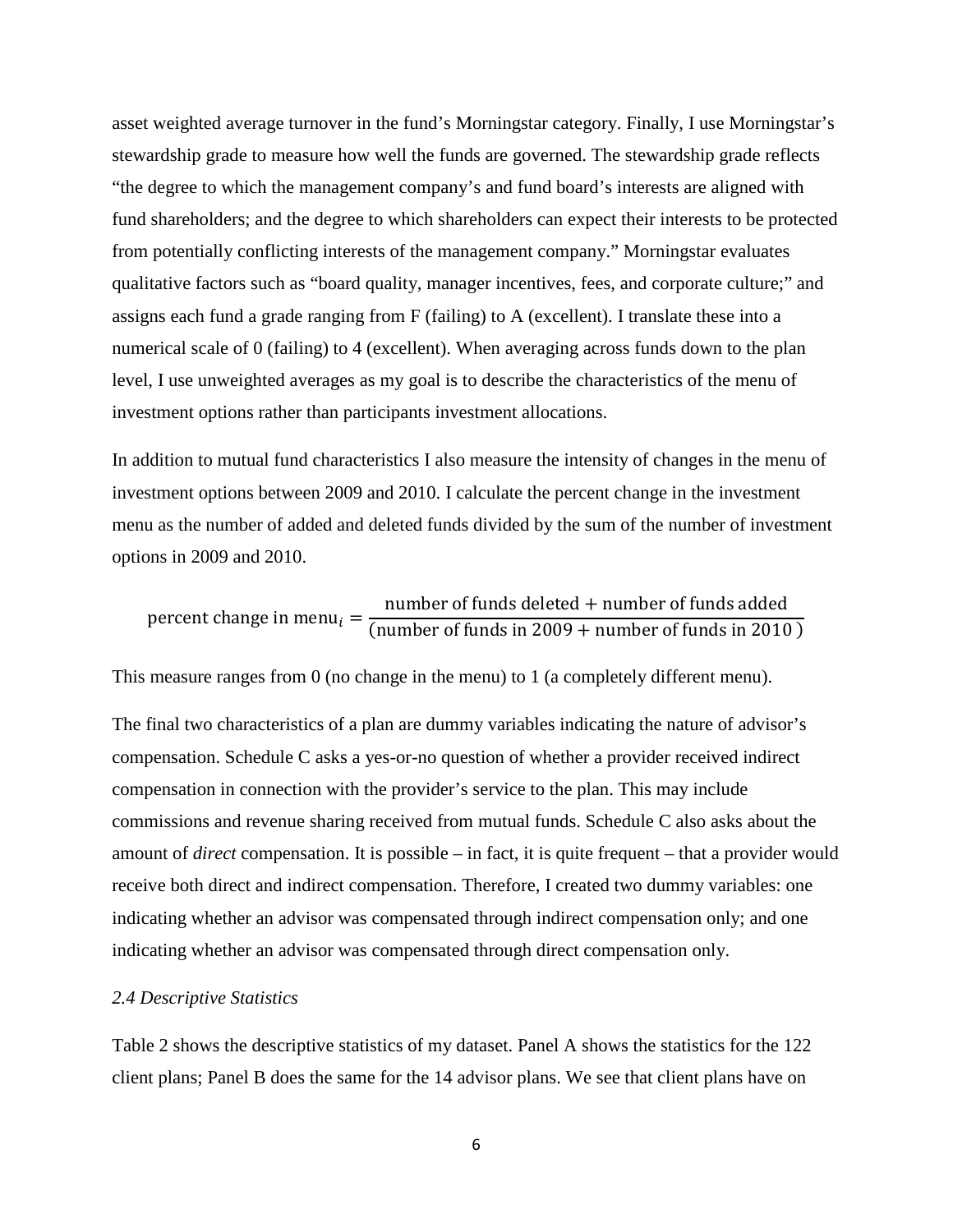asset weighted average turnover in the fund's Morningstar category. Finally, I use Morningstar's stewardship grade to measure how well the funds are governed. The stewardship grade reflects "the degree to which the management company's and fund board's interests are aligned with fund shareholders; and the degree to which shareholders can expect their interests to be protected from potentially conflicting interests of the management company." Morningstar evaluates qualitative factors such as "board quality, manager incentives, fees, and corporate culture;" and assigns each fund a grade ranging from F (failing) to A (excellent). I translate these into a numerical scale of 0 (failing) to 4 (excellent). When averaging across funds down to the plan level, I use unweighted averages as my goal is to describe the characteristics of the menu of investment options rather than participants investment allocations.

In addition to mutual fund characteristics I also measure the intensity of changes in the menu of investment options between 2009 and 2010. I calculate the percent change in the investment menu as the number of added and deleted funds divided by the sum of the number of investment options in 2009 and 2010.

$$\text{percent change in menu}_i = \frac{\text{number of funds deleted} + \text{number of funds added}}{(\text{number of funds in 2009} + \text{number of funds in 2010})}$$

This measure ranges from 0 (no change in the menu) to 1 (a completely different menu).

The final two characteristics of a plan are dummy variables indicating the nature of advisor's compensation. Schedule C asks a yes-or-no question of whether a provider received indirect compensation in connection with the provider's service to the plan. This may include commissions and revenue sharing received from mutual funds. Schedule C also asks about the amount of *direct* compensation. It is possible – in fact, it is quite frequent – that a provider would receive both direct and indirect compensation. Therefore, I created two dummy variables: one indicating whether an advisor was compensated through indirect compensation only; and one indicating whether an advisor was compensated through direct compensation only.

### *2.4 Descriptive Statistics*

Table 2 shows the descriptive statistics of my dataset. Panel A shows the statistics for the 122 client plans; Panel B does the same for the 14 advisor plans. We see that client plans have on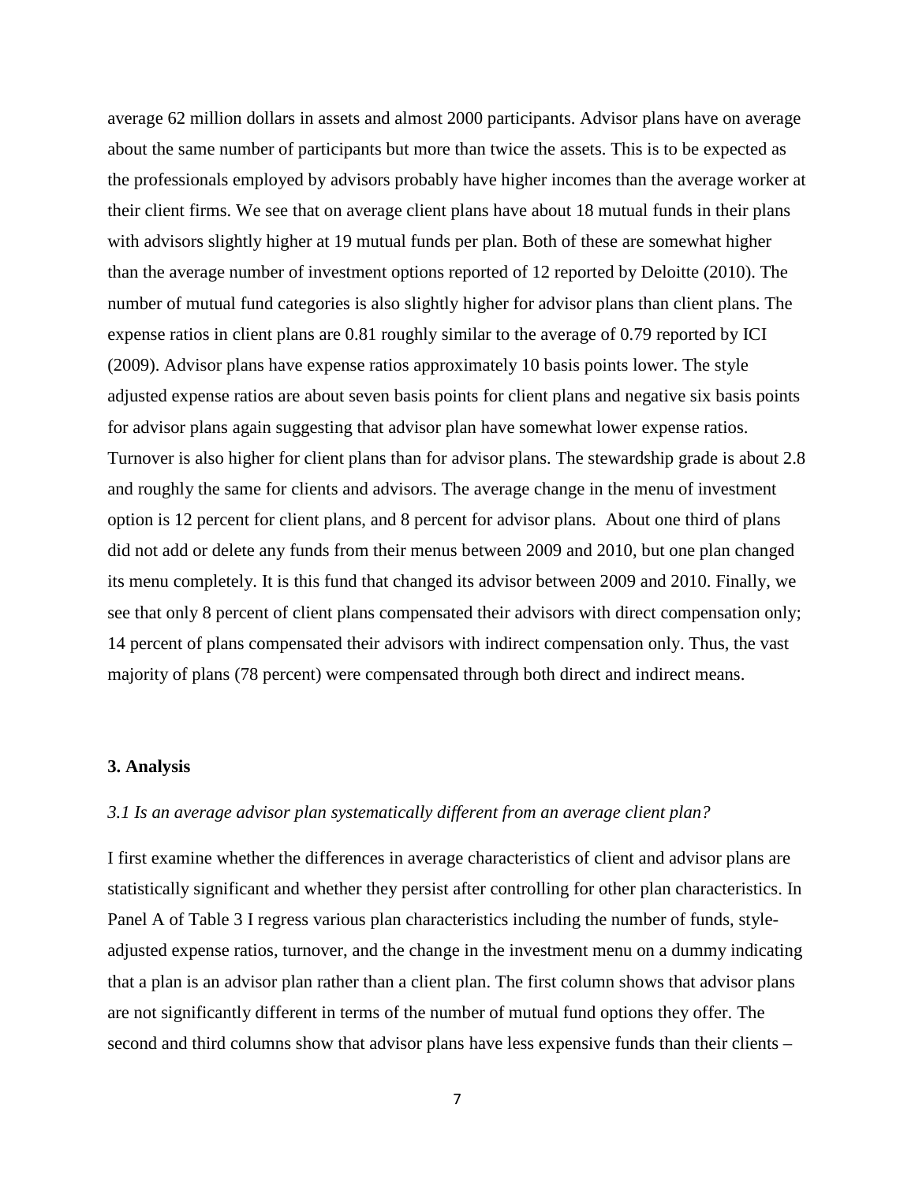average 62 million dollars in assets and almost 2000 participants. Advisor plans have on average about the same number of participants but more than twice the assets. This is to be expected as the professionals employed by advisors probably have higher incomes than the average worker at their client firms. We see that on average client plans have about 18 mutual funds in their plans with advisors slightly higher at 19 mutual funds per plan. Both of these are somewhat higher than the average number of investment options reported of 12 reported by Deloitte (2010). The number of mutual fund categories is also slightly higher for advisor plans than client plans. The expense ratios in client plans are 0.81 roughly similar to the average of 0.79 reported by ICI (2009). Advisor plans have expense ratios approximately 10 basis points lower. The style adjusted expense ratios are about seven basis points for client plans and negative six basis points for advisor plans again suggesting that advisor plan have somewhat lower expense ratios. Turnover is also higher for client plans than for advisor plans. The stewardship grade is about 2.8 and roughly the same for clients and advisors. The average change in the menu of investment option is 12 percent for client plans, and 8 percent for advisor plans. About one third of plans did not add or delete any funds from their menus between 2009 and 2010, but one plan changed its menu completely. It is this fund that changed its advisor between 2009 and 2010. Finally, we see that only 8 percent of client plans compensated their advisors with direct compensation only; 14 percent of plans compensated their advisors with indirect compensation only. Thus, the vast majority of plans (78 percent) were compensated through both direct and indirect means.

## 3. Analysis

### *3.1 Is an average advisor plan systematically different from an average client plan?*

I first examine whether the differences in average characteristics of client and advisor plans are statistically significant and whether they persist after controlling for other plan characteristics. In Panel A of Table 3 I regress various plan characteristics including the number of funds, style-adjusted expense ratios, turnover, and the change in the investment menu on a dummy indicating that a plan is an advisor plan rather than a client plan. The first column shows that advisor plans are not significantly different in terms of the number of mutual fund options they offer. The second and third columns show that advisor plans have less expensive funds than their clients –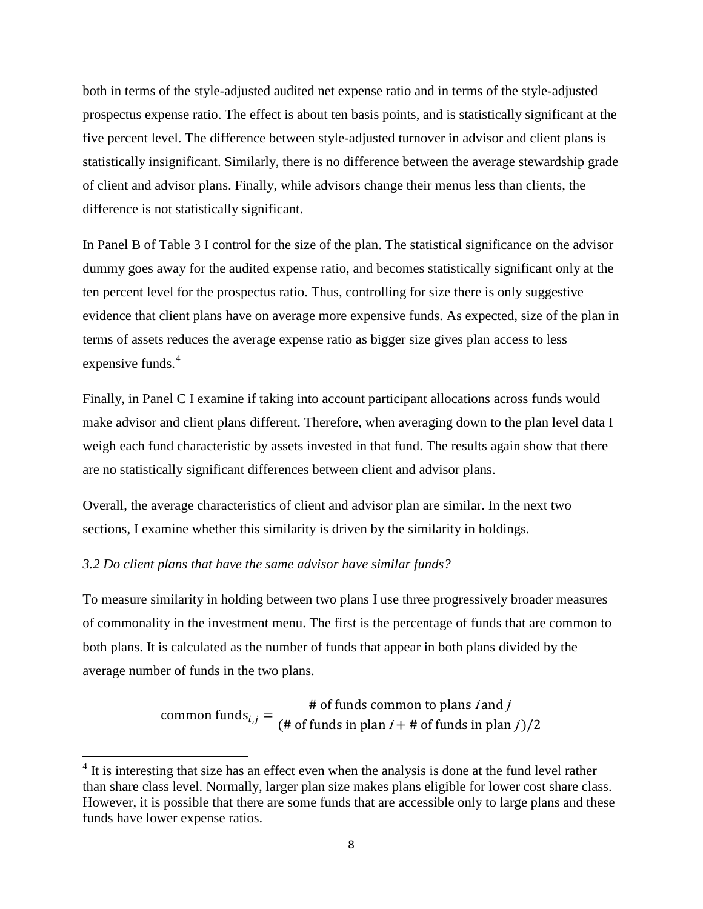both in terms of the style-adjusted audited net expense ratio and in terms of the style-adjusted prospectus expense ratio. The effect is about ten basis points, and is statistically significant at the five percent level. The difference between style-adjusted turnover in advisor and client plans is statistically insignificant. Similarly, there is no difference between the average stewardship grade of client and advisor plans. Finally, while advisors change their menus less than clients, the difference is not statistically significant.

In Panel B of Table 3 I control for the size of the plan. The statistical significance on the advisor dummy goes away for the audited expense ratio, and becomes statistically significant only at the ten percent level for the prospectus ratio. Thus, controlling for size there is only suggestive evidence that client plans have on average more expensive funds. As expected, size of the plan in terms of assets reduces the average expense ratio as bigger size gives plan access to less expensive funds.[4]

Finally, in Panel C I examine if taking into account participant allocations across funds would make advisor and client plans different. Therefore, when averaging down to the plan level data I weigh each fund characteristic by assets invested in that fund. The results again show that there are no statistically significant differences between client and advisor plans.

Overall, the average characteristics of client and advisor plan are similar. In the next two sections, I examine whether this similarity is driven by the similarity in holdings.

*3.2 Do client plans that have the same advisor have similar funds?*

To measure similarity in holding between two plans I use three progressively broader measures of commonality in the investment menu. The first is the percentage of funds that are common to both plans. It is calculated as the number of funds that appear in both plans divided by the average number of funds in the two plans.

$$\text{common funds}_{i,j} = \frac{\text{\# of funds common to plans } i \text{ and } j}{(\text{\# of funds in plan } i + \text{\# of funds in plan } j)/2}$$

[4] It is interesting that size has an effect even when the analysis is done at the fund level rather than share class level. Normally, larger plan size makes plans eligible for lower cost share class. However, it is possible that there are some funds that are accessible only to large plans and these funds have lower expense ratios.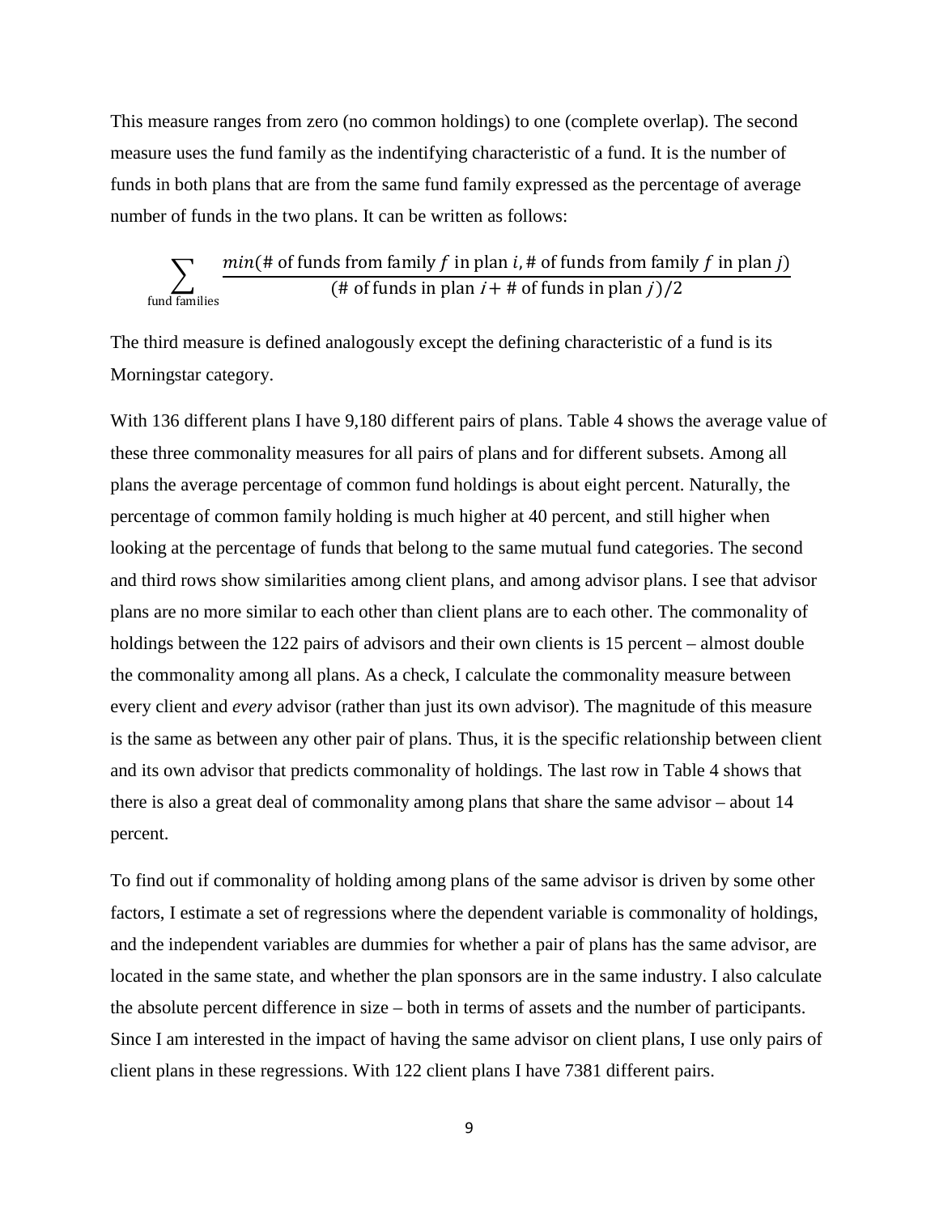This measure ranges from zero (no common holdings) to one (complete overlap). The second measure uses the fund family as the indentifying characteristic of a fund. It is the number of funds in both plans that are from the same fund family expressed as the percentage of average number of funds in the two plans. It can be written as follows:

$$\sum_{\text{fund families}} \frac{min(\text{\# of funds from family } f \text{ in plan } i, \text{\# of funds from family } f \text{ in plan } j)}{(\text{\# of funds in plan } i + \text{\# of funds in plan } j)/2}$$

The third measure is defined analogously except the defining characteristic of a fund is its Morningstar category.

With 136 different plans I have 9,180 different pairs of plans. Table 4 shows the average value of these three commonality measures for all pairs of plans and for different subsets. Among all plans the average percentage of common fund holdings is about eight percent. Naturally, the percentage of common family holding is much higher at 40 percent, and still higher when looking at the percentage of funds that belong to the same mutual fund categories. The second and third rows show similarities among client plans, and among advisor plans. I see that advisor plans are no more similar to each other than client plans are to each other. The commonality of holdings between the 122 pairs of advisors and their own clients is 15 percent – almost double the commonality among all plans. As a check, I calculate the commonality measure between every client and *every* advisor (rather than just its own advisor). The magnitude of this measure is the same as between any other pair of plans. Thus, it is the specific relationship between client and its own advisor that predicts commonality of holdings. The last row in Table 4 shows that there is also a great deal of commonality among plans that share the same advisor – about 14 percent.

To find out if commonality of holding among plans of the same advisor is driven by some other factors, I estimate a set of regressions where the dependent variable is commonality of holdings, and the independent variables are dummies for whether a pair of plans has the same advisor, are located in the same state, and whether the plan sponsors are in the same industry. I also calculate the absolute percent difference in size – both in terms of assets and the number of participants. Since I am interested in the impact of having the same advisor on client plans, I use only pairs of client plans in these regressions. With 122 client plans I have 7381 different pairs.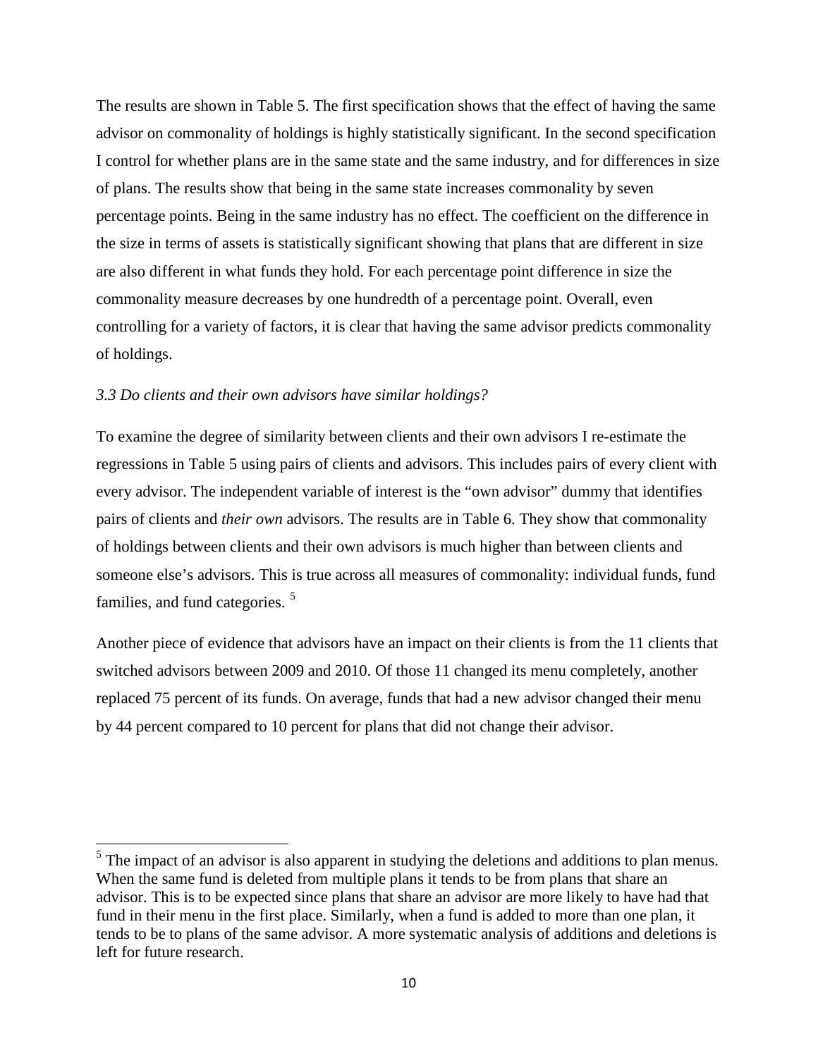The results are shown in Table 5. The first specification shows that the effect of having the same advisor on commonality of holdings is highly statistically significant. In the second specification I control for whether plans are in the same state and the same industry, and for differences in size of plans. The results show that being in the same state increases commonality by seven percentage points. Being in the same industry has no effect. The coefficient on the difference in the size in terms of assets is statistically significant showing that plans that are different in size are also different in what funds they hold. For each percentage point difference in size the commonality measure decreases by one hundredth of a percentage point. Overall, even controlling for a variety of factors, it is clear that having the same advisor predicts commonality of holdings.

### *3.3 Do clients and their own advisors have similar holdings?*

To examine the degree of similarity between clients and their own advisors I re-estimate the regressions in Table 5 using pairs of clients and advisors. This includes pairs of every client with every advisor. The independent variable of interest is the "own advisor" dummy that identifies pairs of clients and *their own* advisors. The results are in Table 6. They show that commonality of holdings between clients and their own advisors is much higher than between clients and someone else's advisors. This is true across all measures of commonality: individual funds, fund families, and fund categories. [5]

Another piece of evidence that advisors have an impact on their clients is from the 11 clients that switched advisors between 2009 and 2010. Of those 11 changed its menu completely, another replaced 75 percent of its funds. On average, funds that had a new advisor changed their menu by 44 percent compared to 10 percent for plans that did not change their advisor.

---

[5] The impact of an advisor is also apparent in studying the deletions and additions to plan menus. When the same fund is deleted from multiple plans it tends to be from plans that share an advisor. This is to be expected since plans that share an advisor are more likely to have had that fund in their menu in the first place. Similarly, when a fund is added to more than one plan, it tends to be to plans of the same advisor. A more systematic analysis of additions and deletions is left for future research.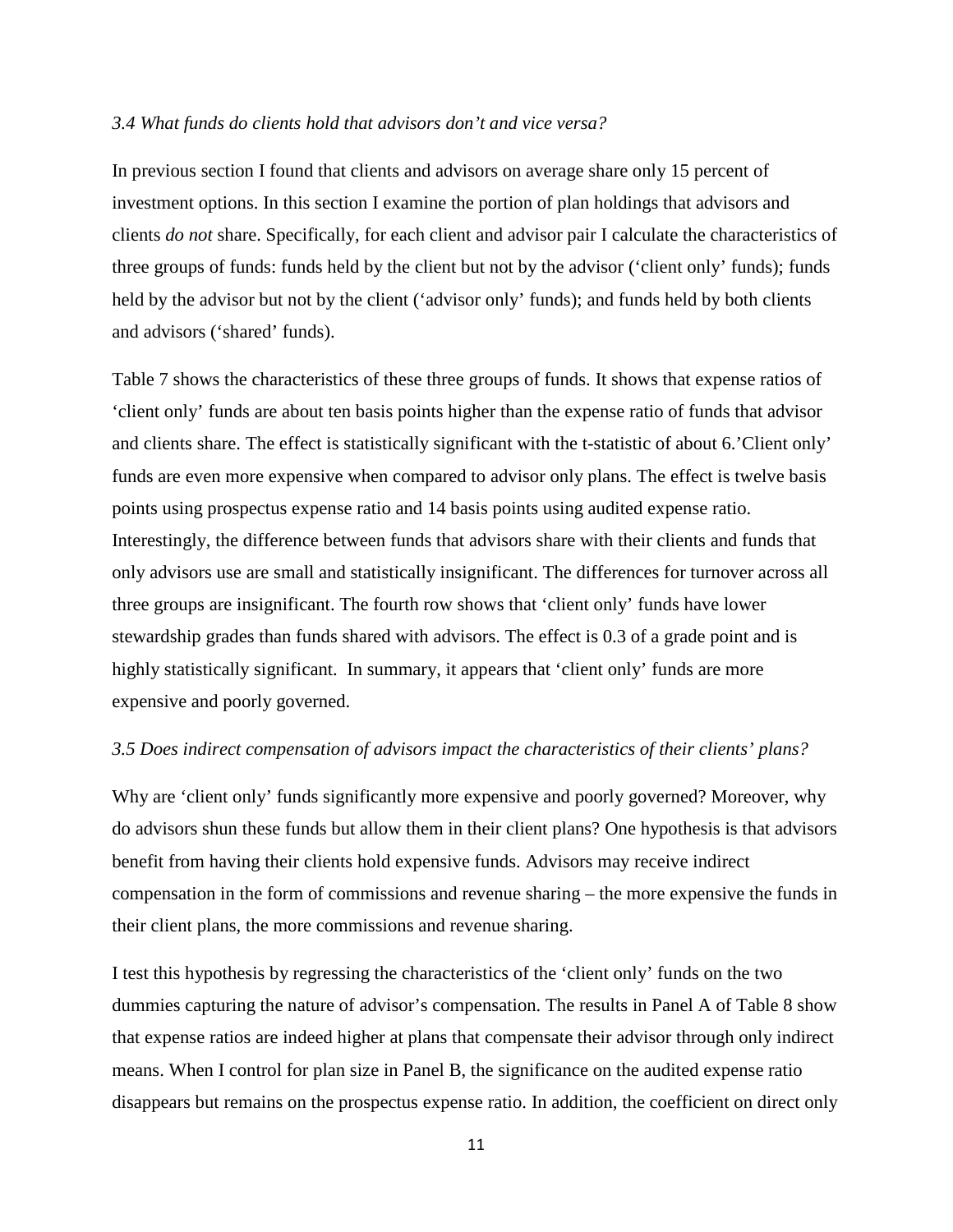### *3.4 What funds do clients hold that advisors don't and vice versa?*

In previous section I found that clients and advisors on average share only 15 percent of investment options. In this section I examine the portion of plan holdings that advisors and clients *do not* share. Specifically, for each client and advisor pair I calculate the characteristics of three groups of funds: funds held by the client but not by the advisor ('client only' funds); funds held by the advisor but not by the client ('advisor only' funds); and funds held by both clients and advisors ('shared' funds).

Table 7 shows the characteristics of these three groups of funds. It shows that expense ratios of 'client only' funds are about ten basis points higher than the expense ratio of funds that advisor and clients share. The effect is statistically significant with the t-statistic of about 6.'Client only' funds are even more expensive when compared to advisor only plans. The effect is twelve basis points using prospectus expense ratio and 14 basis points using audited expense ratio. Interestingly, the difference between funds that advisors share with their clients and funds that only advisors use are small and statistically insignificant. The differences for turnover across all three groups are insignificant. The fourth row shows that 'client only' funds have lower stewardship grades than funds shared with advisors. The effect is 0.3 of a grade point and is highly statistically significant. In summary, it appears that 'client only' funds are more expensive and poorly governed.

### *3.5 Does indirect compensation of advisors impact the characteristics of their clients' plans?*

Why are 'client only' funds significantly more expensive and poorly governed? Moreover, why do advisors shun these funds but allow them in their client plans? One hypothesis is that advisors benefit from having their clients hold expensive funds. Advisors may receive indirect compensation in the form of commissions and revenue sharing – the more expensive the funds in their client plans, the more commissions and revenue sharing.

I test this hypothesis by regressing the characteristics of the 'client only' funds on the two dummies capturing the nature of advisor's compensation. The results in Panel A of Table 8 show that expense ratios are indeed higher at plans that compensate their advisor through only indirect means. When I control for plan size in Panel B, the significance on the audited expense ratio disappears but remains on the prospectus expense ratio. In addition, the coefficient on direct only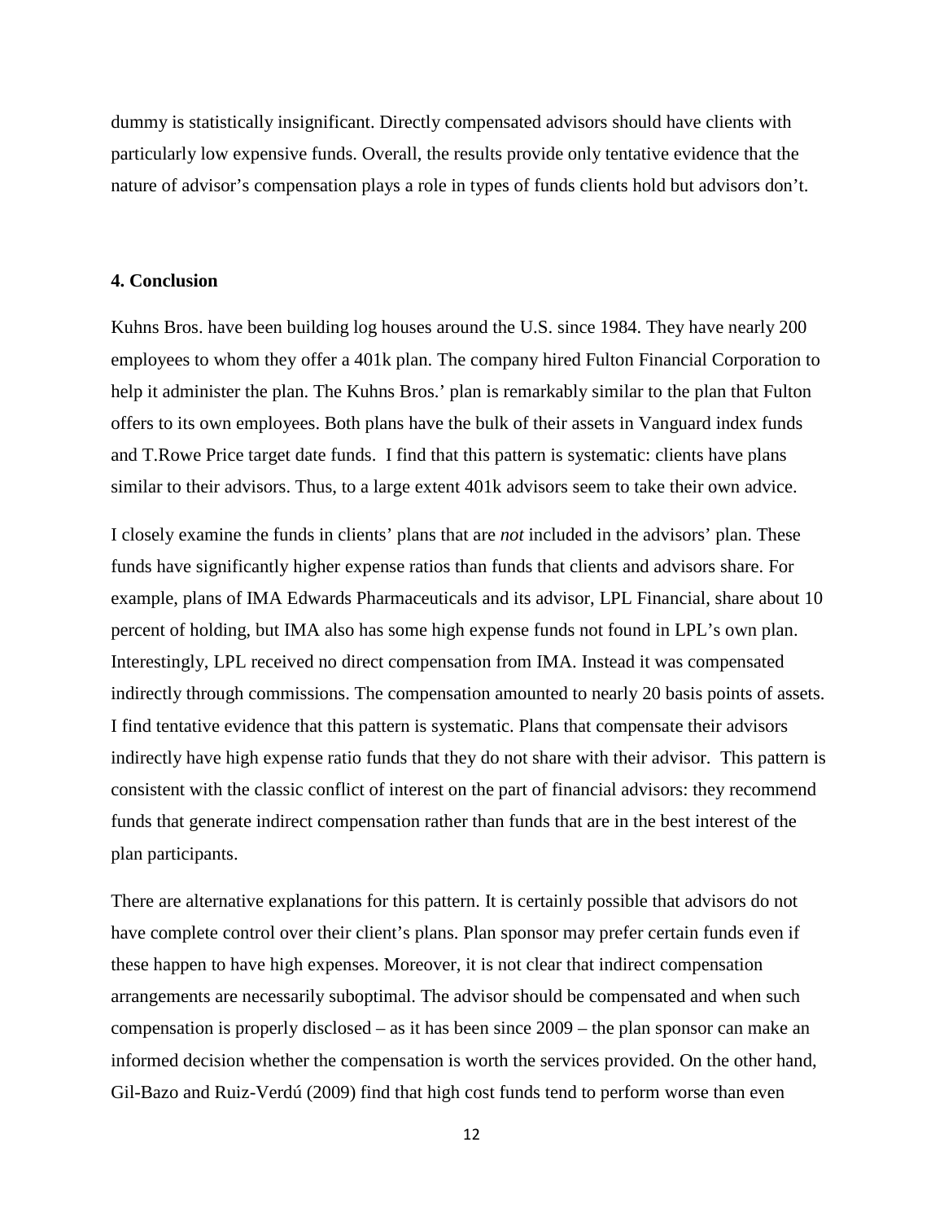dummy is statistically insignificant. Directly compensated advisors should have clients with particularly low expensive funds. Overall, the results provide only tentative evidence that the nature of advisor's compensation plays a role in types of funds clients hold but advisors don't.

## 4. Conclusion

Kuhns Bros. have been building log houses around the U.S. since 1984. They have nearly 200 employees to whom they offer a 401k plan. The company hired Fulton Financial Corporation to help it administer the plan. The Kuhns Bros.' plan is remarkably similar to the plan that Fulton offers to its own employees. Both plans have the bulk of their assets in Vanguard index funds and T.Rowe Price target date funds. I find that this pattern is systematic: clients have plans similar to their advisors. Thus, to a large extent 401k advisors seem to take their own advice.

I closely examine the funds in clients' plans that are *not* included in the advisors' plan. These funds have significantly higher expense ratios than funds that clients and advisors share. For example, plans of IMA Edwards Pharmaceuticals and its advisor, LPL Financial, share about 10 percent of holding, but IMA also has some high expense funds not found in LPL's own plan. Interestingly, LPL received no direct compensation from IMA. Instead it was compensated indirectly through commissions. The compensation amounted to nearly 20 basis points of assets. I find tentative evidence that this pattern is systematic. Plans that compensate their advisors indirectly have high expense ratio funds that they do not share with their advisor. This pattern is consistent with the classic conflict of interest on the part of financial advisors: they recommend funds that generate indirect compensation rather than funds that are in the best interest of the plan participants.

There are alternative explanations for this pattern. It is certainly possible that advisors do not have complete control over their client's plans. Plan sponsor may prefer certain funds even if these happen to have high expenses. Moreover, it is not clear that indirect compensation arrangements are necessarily suboptimal. The advisor should be compensated and when such compensation is properly disclosed – as it has been since 2009 – the plan sponsor can make an informed decision whether the compensation is worth the services provided. On the other hand, Gil-Bazo and Ruiz-Verdú (2009) find that high cost funds tend to perform worse than even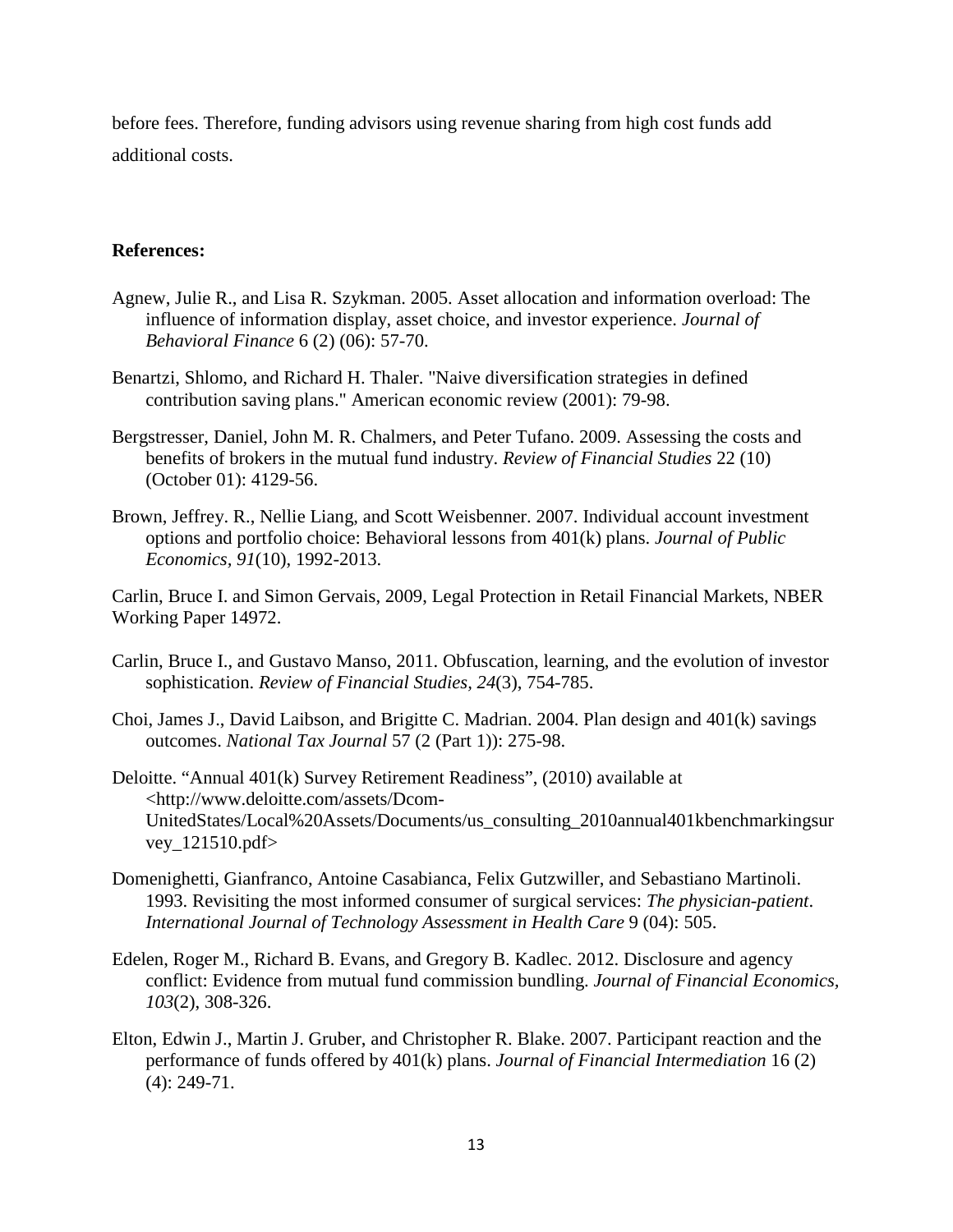before fees. Therefore, funding advisors using revenue sharing from high cost funds add additional costs.

**References:**

Agnew, Julie R., and Lisa R. Szykman. 2005. Asset allocation and information overload: The influence of information display, asset choice, and investor experience. *Journal of Behavioral Finance* 6 (2) (06): 57-70.

Benartzi, Shlomo, and Richard H. Thaler. "Naive diversification strategies in defined contribution saving plans." American economic review (2001): 79-98.

Bergstresser, Daniel, John M. R. Chalmers, and Peter Tufano. 2009. Assessing the costs and benefits of brokers in the mutual fund industry. *Review of Financial Studies* 22 (10) (October 01): 4129-56.

Brown, Jeffrey. R., Nellie Liang, and Scott Weisbenner. 2007. Individual account investment options and portfolio choice: Behavioral lessons from 401(k) plans. *Journal of Public Economics*, *91*(10), 1992-2013.

Carlin, Bruce I. and Simon Gervais, 2009, Legal Protection in Retail Financial Markets, NBER Working Paper 14972.

Carlin, Bruce I., and Gustavo Manso, 2011. Obfuscation, learning, and the evolution of investor sophistication. *Review of Financial Studies*, *24*(3), 754-785.

Choi, James J., David Laibson, and Brigitte C. Madrian. 2004. Plan design and 401(k) savings outcomes. *National Tax Journal* 57 (2 (Part 1)): 275-98.

Deloitte. "Annual 401(k) Survey Retirement Readiness", (2010) available at <http://www.deloitte.com/assets/Dcom-UnitedStates/Local%20Assets/Documents/us_consulting_2010annual401kbenchmarkingsurvey_121510.pdf>

Domenighetti, Gianfranco, Antoine Casabianca, Felix Gutzwiller, and Sebastiano Martinoli. 1993. Revisiting the most informed consumer of surgical services: *The physician-patient*. *International Journal of Technology Assessment in Health Care* 9 (04): 505.

Edelen, Roger M., Richard B. Evans, and Gregory B. Kadlec. 2012. Disclosure and agency conflict: Evidence from mutual fund commission bundling. *Journal of Financial Economics*, *103*(2), 308-326.

Elton, Edwin J., Martin J. Gruber, and Christopher R. Blake. 2007. Participant reaction and the performance of funds offered by 401(k) plans. *Journal of Financial Intermediation* 16 (2) (4): 249-71.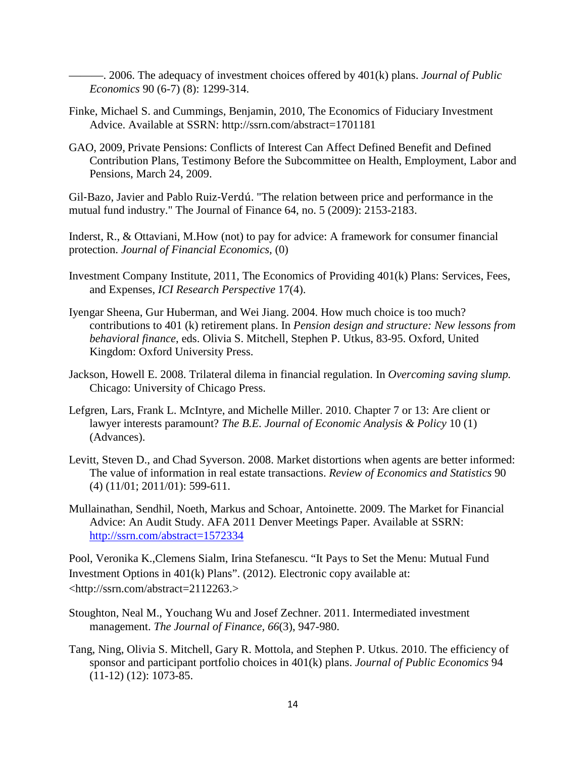———. 2006. The adequacy of investment choices offered by 401(k) plans. *Journal of Public Economics* 90 (6-7) (8): 1299-314.

Finke, Michael S. and Cummings, Benjamin, 2010, The Economics of Fiduciary Investment Advice. Available at SSRN: http://ssrn.com/abstract=1701181

GAO, 2009, Private Pensions: Conflicts of Interest Can Affect Defined Benefit and Defined Contribution Plans, Testimony Before the Subcommittee on Health, Employment, Labor and Pensions, March 24, 2009.

Gil-Bazo, Javier and Pablo Ruiz-Verdú. "The relation between price and performance in the mutual fund industry." The Journal of Finance 64, no. 5 (2009): 2153-2183.

Inderst, R., & Ottaviani, M.How (not) to pay for advice: A framework for consumer financial protection. *Journal of Financial Economics*, (0)

Investment Company Institute, 2011, The Economics of Providing 401(k) Plans: Services, Fees, and Expenses, *ICI Research Perspective* 17(4).

Iyengar Sheena, Gur Huberman, and Wei Jiang. 2004. How much choice is too much? contributions to 401 (k) retirement plans. In *Pension design and structure: New lessons from behavioral finance*, eds. Olivia S. Mitchell, Stephen P. Utkus, 83-95. Oxford, United Kingdom: Oxford University Press.

Jackson, Howell E. 2008. Trilateral dilema in financial regulation. In *Overcoming saving slump.* Chicago: University of Chicago Press.

Lefgren, Lars, Frank L. McIntyre, and Michelle Miller. 2010. Chapter 7 or 13: Are client or lawyer interests paramount? *The B.E. Journal of Economic Analysis & Policy* 10 (1) (Advances).

Levitt, Steven D., and Chad Syverson. 2008. Market distortions when agents are better informed: The value of information in real estate transactions. *Review of Economics and Statistics* 90 (4) (11/01; 2011/01): 599-611.

Mullainathan, Sendhil, Noeth, Markus and Schoar, Antoinette. 2009. The Market for Financial Advice: An Audit Study. AFA 2011 Denver Meetings Paper. Available at SSRN: http://ssrn.com/abstract=1572334

Pool, Veronika K.,Clemens Sialm, Irina Stefanescu. "It Pays to Set the Menu: Mutual Fund Investment Options in 401(k) Plans". (2012). Electronic copy available at: <http://ssrn.com/abstract=2112263.>

Stoughton, Neal M., Youchang Wu and Josef Zechner. 2011. Intermediated investment management. *The Journal of Finance, 66*(3), 947-980.

Tang, Ning, Olivia S. Mitchell, Gary R. Mottola, and Stephen P. Utkus. 2010. The efficiency of sponsor and participant portfolio choices in 401(k) plans. *Journal of Public Economics* 94 (11-12) (12): 1073-85.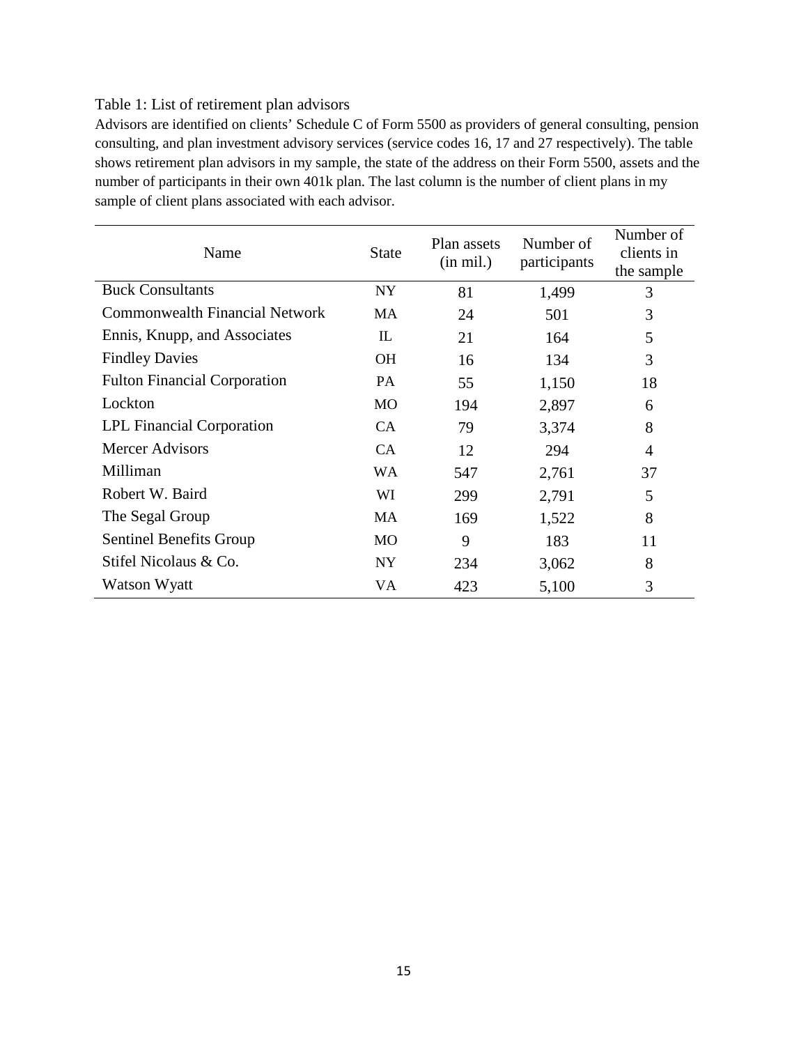Table 1: List of retirement plan advisors

Advisors are identified on clients' Schedule C of Form 5500 as providers of general consulting, pension consulting, and plan investment advisory services (service codes 16, 17 and 27 respectively). The table shows retirement plan advisors in my sample, the state of the address on their Form 5500, assets and the number of participants in their own 401k plan. The last column is the number of client plans in my sample of client plans associated with each advisor.

| Name | State | Plan assets (in mil.) | Number of participants | Number of clients in the sample |
|---|---|---|---|---|
| Buck Consultants | NY | 81 | 1,499 | 3 |
| Commonwealth Financial Network | MA | 24 | 501 | 3 |
| Ennis, Knupp, and Associates | IL | 21 | 164 | 5 |
| Findley Davies | OH | 16 | 134 | 3 |
| Fulton Financial Corporation | PA | 55 | 1,150 | 18 |
| Lockton | MO | 194 | 2,897 | 6 |
| LPL Financial Corporation | CA | 79 | 3,374 | 8 |
| Mercer Advisors | CA | 12 | 294 | 4 |
| Milliman | WA | 547 | 2,761 | 37 |
| Robert W. Baird | WI | 299 | 2,791 | 5 |
| The Segal Group | MA | 169 | 1,522 | 8 |
| Sentinel Benefits Group | MO | 9 | 183 | 11 |
| Stifel Nicolaus & Co. | NY | 234 | 3,062 | 8 |
| Watson Wyatt | VA | 423 | 5,100 | 3 |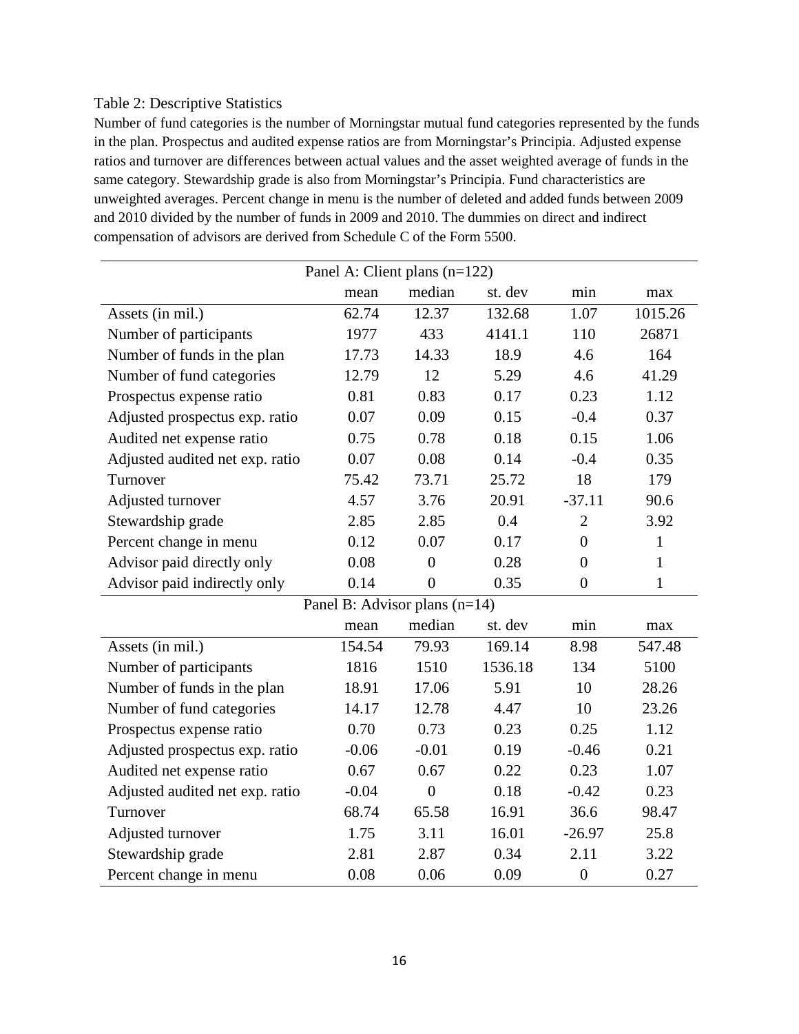Table 2: Descriptive Statistics

Number of fund categories is the number of Morningstar mutual fund categories represented by the funds in the plan. Prospectus and audited expense ratios are from Morningstar's Principia. Adjusted expense ratios and turnover are differences between actual values and the asset weighted average of funds in the same category. Stewardship grade is also from Morningstar's Principia. Fund characteristics are unweighted averages. Percent change in menu is the number of deleted and added funds between 2009 and 2010 divided by the number of funds in 2009 and 2010. The dummies on direct and indirect compensation of advisors are derived from Schedule C of the Form 5500.

| Panel A: Client plans (n=122) | | | | | |
|---|---|---|---|---|---|
| | mean | median | st. dev | min | max |
| Assets (in mil.) | 62.74 | 12.37 | 132.68 | 1.07 | 1015.26 |
| Number of participants | 1977 | 433 | 4141.1 | 110 | 26871 |
| Number of funds in the plan | 17.73 | 14.33 | 18.9 | 4.6 | 164 |
| Number of fund categories | 12.79 | 12 | 5.29 | 4.6 | 41.29 |
| Prospectus expense ratio | 0.81 | 0.83 | 0.17 | 0.23 | 1.12 |
| Adjusted prospectus exp. ratio | 0.07 | 0.09 | 0.15 | -0.4 | 0.37 |
| Audited net expense ratio | 0.75 | 0.78 | 0.18 | 0.15 | 1.06 |
| Adjusted audited net exp. ratio | 0.07 | 0.08 | 0.14 | -0.4 | 0.35 |
| Turnover | 75.42 | 73.71 | 25.72 | 18 | 179 |
| Adjusted turnover | 4.57 | 3.76 | 20.91 | -37.11 | 90.6 |
| Stewardship grade | 2.85 | 2.85 | 0.4 | 2 | 3.92 |
| Percent change in menu | 0.12 | 0.07 | 0.17 | 0 | 1 |
| Advisor paid directly only | 0.08 | 0 | 0.28 | 0 | 1 |
| Advisor paid indirectly only | 0.14 | 0 | 0.35 | 0 | 1 |
| **Panel B: Advisor plans (n=14)** | | | | | |
| | mean | median | st. dev | min | max |
| Assets (in mil.) | 154.54 | 79.93 | 169.14 | 8.98 | 547.48 |
| Number of participants | 1816 | 1510 | 1536.18 | 134 | 5100 |
| Number of funds in the plan | 18.91 | 17.06 | 5.91 | 10 | 28.26 |
| Number of fund categories | 14.17 | 12.78 | 4.47 | 10 | 23.26 |
| Prospectus expense ratio | 0.70 | 0.73 | 0.23 | 0.25 | 1.12 |
| Adjusted prospectus exp. ratio | -0.06 | -0.01 | 0.19 | -0.46 | 0.21 |
| Audited net expense ratio | 0.67 | 0.67 | 0.22 | 0.23 | 1.07 |
| Adjusted audited net exp. ratio | -0.04 | 0 | 0.18 | -0.42 | 0.23 |
| Turnover | 68.74 | 65.58 | 16.91 | 36.6 | 98.47 |
| Adjusted turnover | 1.75 | 3.11 | 16.01 | -26.97 | 25.8 |
| Stewardship grade | 2.81 | 2.87 | 0.34 | 2.11 | 3.22 |
| Percent change in menu | 0.08 | 0.06 | 0.09 | 0 | 0.27 |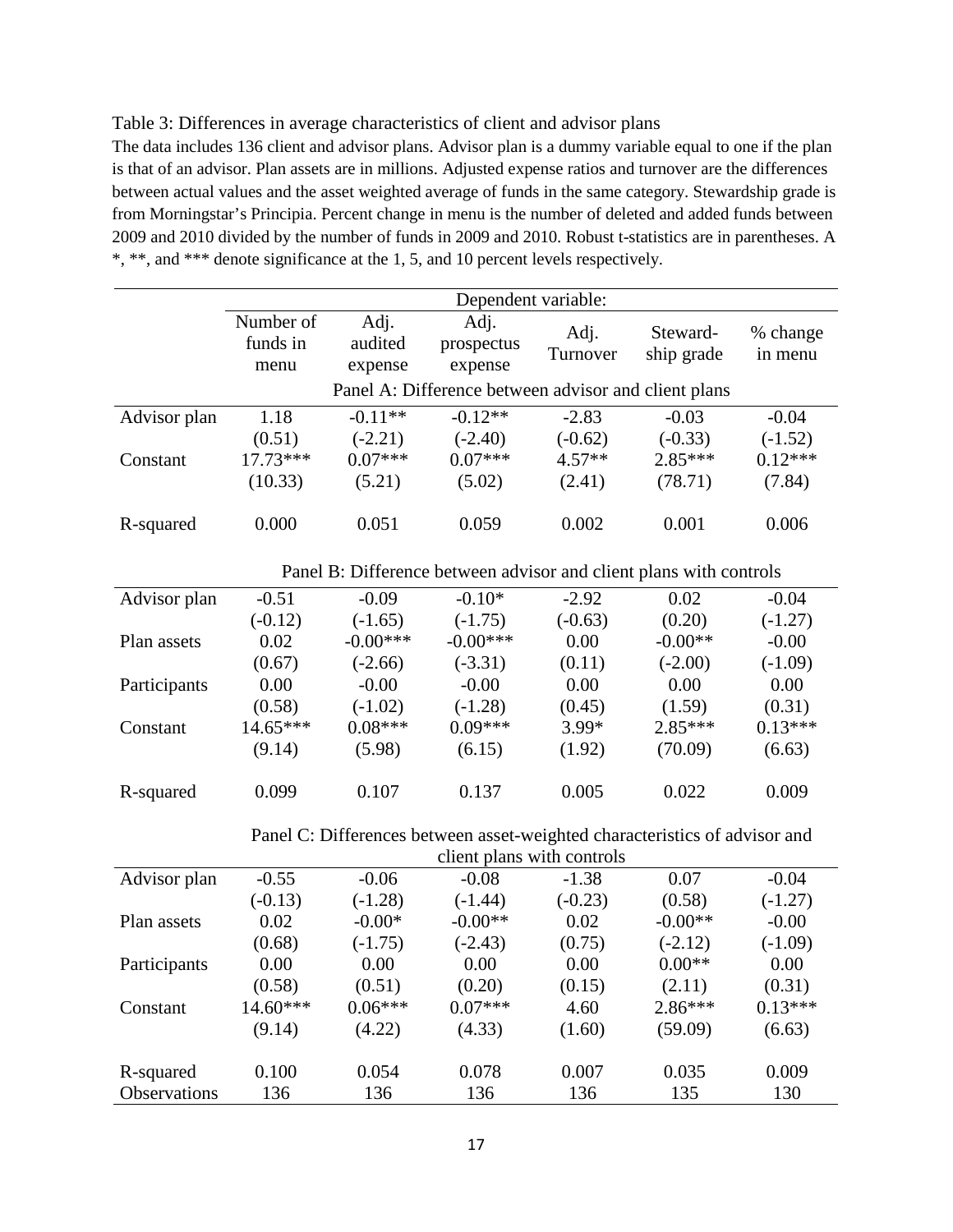Table 3: Differences in average characteristics of client and advisor plans

The data includes 136 client and advisor plans. Advisor plan is a dummy variable equal to one if the plan is that of an advisor. Plan assets are in millions. Adjusted expense ratios and turnover are the differences between actual values and the asset weighted average of funds in the same category. Stewardship grade is from Morningstar's Principia. Percent change in menu is the number of deleted and added funds between 2009 and 2010 divided by the number of funds in 2009 and 2010. Robust t-statistics are in parentheses. A *, **, and *** denote significance at the 1, 5, and 10 percent levels respectively.

| | Dependent variable: | | | | | |
|---|---|---|---|---|---|---|
| | Number of funds in menu | Adj. audited expense | Adj. prospectus expense | Adj. Turnover | Steward-ship grade | % change in menu |
| | **Panel A: Difference between advisor and client plans** | | | | | |
| Advisor plan | 1.18 | -0.11** | -0.12** | -2.83 | -0.03 | -0.04 |
| | (0.51) | (-2.21) | (-2.40) | (-0.62) | (-0.33) | (-1.52) |
| Constant | 17.73*** | 0.07*** | 0.07*** | 4.57** | 2.85*** | 0.12*** |
| | (10.33) | (5.21) | (5.02) | (2.41) | (78.71) | (7.84) |
| R-squared | 0.000 | 0.051 | 0.059 | 0.002 | 0.001 | 0.006 |
| | **Panel B: Difference between advisor and client plans with controls** | | | | | |
| Advisor plan | -0.51 | -0.09 | -0.10* | -2.92 | 0.02 | -0.04 |
| | (-0.12) | (-1.65) | (-1.75) | (-0.63) | (0.20) | (-1.27) |
| Plan assets | 0.02 | -0.00*** | -0.00*** | 0.00 | -0.00** | -0.00 |
| | (0.67) | (-2.66) | (-3.31) | (0.11) | (-2.00) | (-1.09) |
| Participants | 0.00 | -0.00 | -0.00 | 0.00 | 0.00 | 0.00 |
| | (0.58) | (-1.02) | (-1.28) | (0.45) | (1.59) | (0.31) |
| Constant | 14.65*** | 0.08*** | 0.09*** | 3.99* | 2.85*** | 0.13*** |
| | (9.14) | (5.98) | (6.15) | (1.92) | (70.09) | (6.63) |
| R-squared | 0.099 | 0.107 | 0.137 | 0.005 | 0.022 | 0.009 |
| | **Panel C: Differences between asset-weighted characteristics of advisor and client plans with controls** | | | | | |
| Advisor plan | -0.55 | -0.06 | -0.08 | -1.38 | 0.07 | -0.04 |
| | (-0.13) | (-1.28) | (-1.44) | (-0.23) | (0.58) | (-1.27) |
| Plan assets | 0.02 | -0.00* | -0.00** | 0.02 | -0.00** | -0.00 |
| | (0.68) | (-1.75) | (-2.43) | (0.75) | (-2.12) | (-1.09) |
| Participants | 0.00 | 0.00 | 0.00 | 0.00 | 0.00** | 0.00 |
| | (0.58) | (0.51) | (0.20) | (0.15) | (2.11) | (0.31) |
| Constant | 14.60*** | 0.06*** | 0.07*** | 4.60 | 2.86*** | 0.13*** |
| | (9.14) | (4.22) | (4.33) | (1.60) | (59.09) | (6.63) |
| R-squared | 0.100 | 0.054 | 0.078 | 0.007 | 0.035 | 0.009 |
| Observations | 136 | 136 | 136 | 136 | 135 | 130 |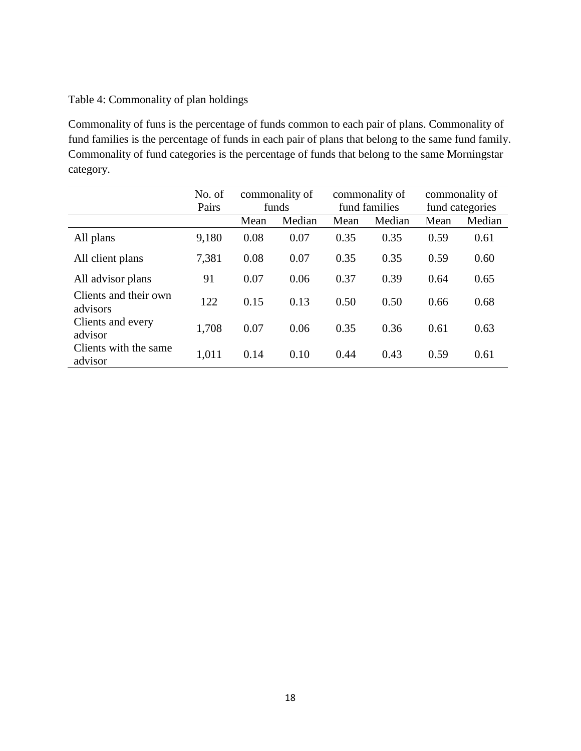Table 4: Commonality of plan holdings

Commonality of funs is the percentage of funds common to each pair of plans. Commonality of fund families is the percentage of funds in each pair of plans that belong to the same fund family. Commonality of fund categories is the percentage of funds that belong to the same Morningstar category.

| | No. of Pairs | commonality of funds | | commonality of fund families | | commonality of fund categories | |
|---|---|---|---|---|---|---|---|
| | | Mean | Median | Mean | Median | Mean | Median |
| All plans | 9,180 | 0.08 | 0.07 | 0.35 | 0.35 | 0.59 | 0.61 |
| All client plans | 7,381 | 0.08 | 0.07 | 0.35 | 0.35 | 0.59 | 0.60 |
| All advisor plans | 91 | 0.07 | 0.06 | 0.37 | 0.39 | 0.64 | 0.65 |
| Clients and their own advisors | 122 | 0.15 | 0.13 | 0.50 | 0.50 | 0.66 | 0.68 |
| Clients and every advisor | 1,708 | 0.07 | 0.06 | 0.35 | 0.36 | 0.61 | 0.63 |
| Clients with the same advisor | 1,011 | 0.14 | 0.10 | 0.44 | 0.43 | 0.59 | 0.61 |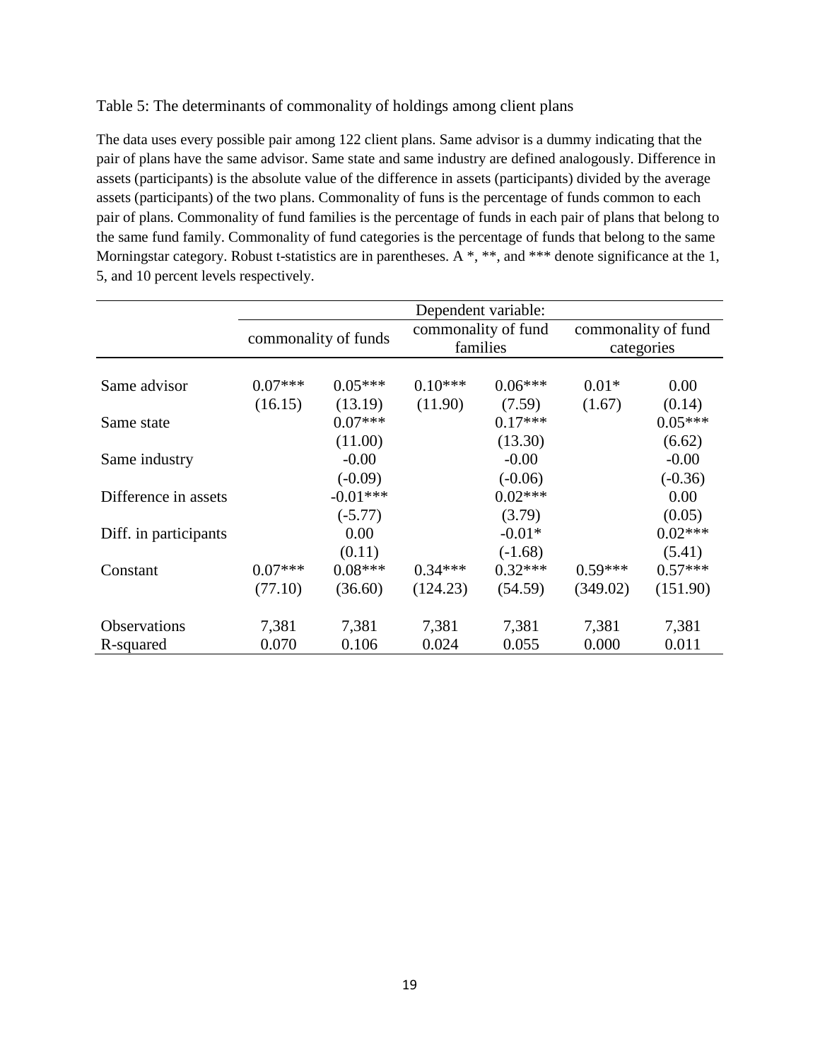Table 5: The determinants of commonality of holdings among client plans

The data uses every possible pair among 122 client plans. Same advisor is a dummy indicating that the pair of plans have the same advisor. Same state and same industry are defined analogously. Difference in assets (participants) is the absolute value of the difference in assets (participants) divided by the average assets (participants) of the two plans. Commonality of funs is the percentage of funds common to each pair of plans. Commonality of fund families is the percentage of funds in each pair of plans that belong to the same fund family. Commonality of fund categories is the percentage of funds that belong to the same Morningstar category. Robust t-statistics are in parentheses. A *, **, and *** denote significance at the 1, 5, and 10 percent levels respectively.

| | Dependent variable: | | | | | |
|---|---|---|---|---|---|---|
| | commonality of funds | | commonality of fund families | | commonality of fund categories | |
| Same advisor | 0.07*** | 0.05*** | 0.10*** | 0.06*** | 0.01* | 0.00 |
| | (16.15) | (13.19) | (11.90) | (7.59) | (1.67) | (0.14) |
| Same state | | 0.07*** | | 0.17*** | | 0.05*** |
| | | (11.00) | | (13.30) | | (6.62) |
| Same industry | | -0.00 | | -0.00 | | -0.00 |
| | | (-0.09) | | (-0.06) | | (-0.36) |
| Difference in assets | | -0.01*** | | 0.02*** | | 0.00 |
| | | (-5.77) | | (3.79) | | (0.05) |
| Diff. in participants | | 0.00 | | -0.01* | | 0.02*** |
| | | (0.11) | | (-1.68) | | (5.41) |
| Constant | 0.07*** | 0.08*** | 0.34*** | 0.32*** | 0.59*** | 0.57*** |
| | (77.10) | (36.60) | (124.23) | (54.59) | (349.02) | (151.90) |
| Observations | 7,381 | 7,381 | 7,381 | 7,381 | 7,381 | 7,381 |
| R-squared | 0.070 | 0.106 | 0.024 | 0.055 | 0.000 | 0.011 |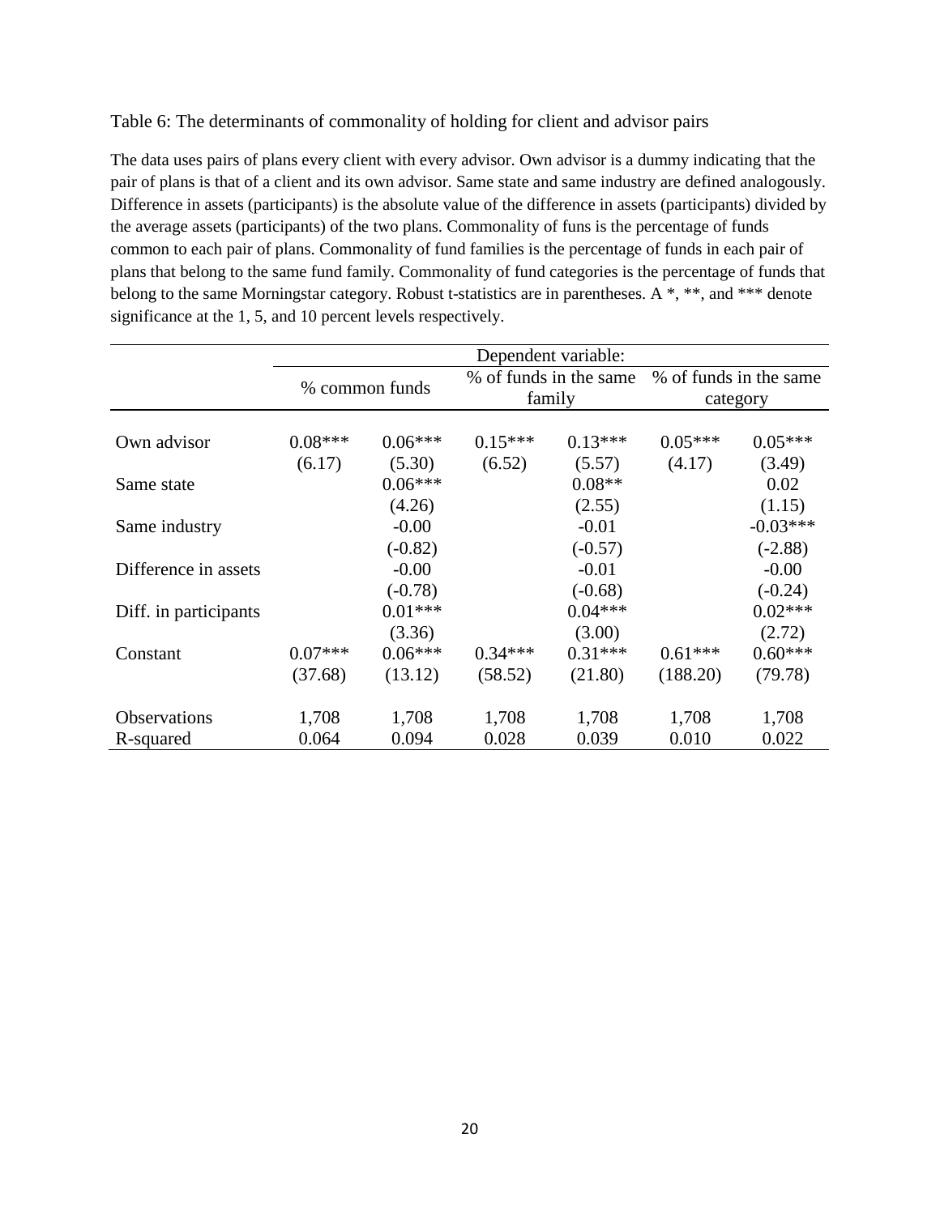Table 6: The determinants of commonality of holding for client and advisor pairs

The data uses pairs of plans every client with every advisor. Own advisor is a dummy indicating that the pair of plans is that of a client and its own advisor. Same state and same industry are defined analogously. Difference in assets (participants) is the absolute value of the difference in assets (participants) divided by the average assets (participants) of the two plans. Commonality of funs is the percentage of funds common to each pair of plans. Commonality of fund families is the percentage of funds in each pair of plans that belong to the same fund family. Commonality of fund categories is the percentage of funds that belong to the same Morningstar category. Robust t-statistics are in parentheses. A *, **, and *** denote significance at the 1, 5, and 10 percent levels respectively.

| | Dependent variable: | | | | | |
|---|---|---|---|---|---|---|
| | % common funds | | % of funds in the same family | | % of funds in the same category | |
| Own advisor | 0.08*** | 0.06*** | 0.15*** | 0.13*** | 0.05*** | 0.05*** |
| | (6.17) | (5.30) | (6.52) | (5.57) | (4.17) | (3.49) |
| Same state | | 0.06*** | | 0.08** | | 0.02 |
| | | (4.26) | | (2.55) | | (1.15) |
| Same industry | | -0.00 | | -0.01 | | -0.03*** |
| | | (-0.82) | | (-0.57) | | (-2.88) |
| Difference in assets | | -0.00 | | -0.01 | | -0.00 |
| | | (-0.78) | | (-0.68) | | (-0.24) |
| Diff. in participants | | 0.01*** | | 0.04*** | | 0.02*** |
| | | (3.36) | | (3.00) | | (2.72) |
| Constant | 0.07*** | 0.06*** | 0.34*** | 0.31*** | 0.61*** | 0.60*** |
| | (37.68) | (13.12) | (58.52) | (21.80) | (188.20) | (79.78) |
| Observations | 1,708 | 1,708 | 1,708 | 1,708 | 1,708 | 1,708 |
| R-squared | 0.064 | 0.094 | 0.028 | 0.039 | 0.010 | 0.022 |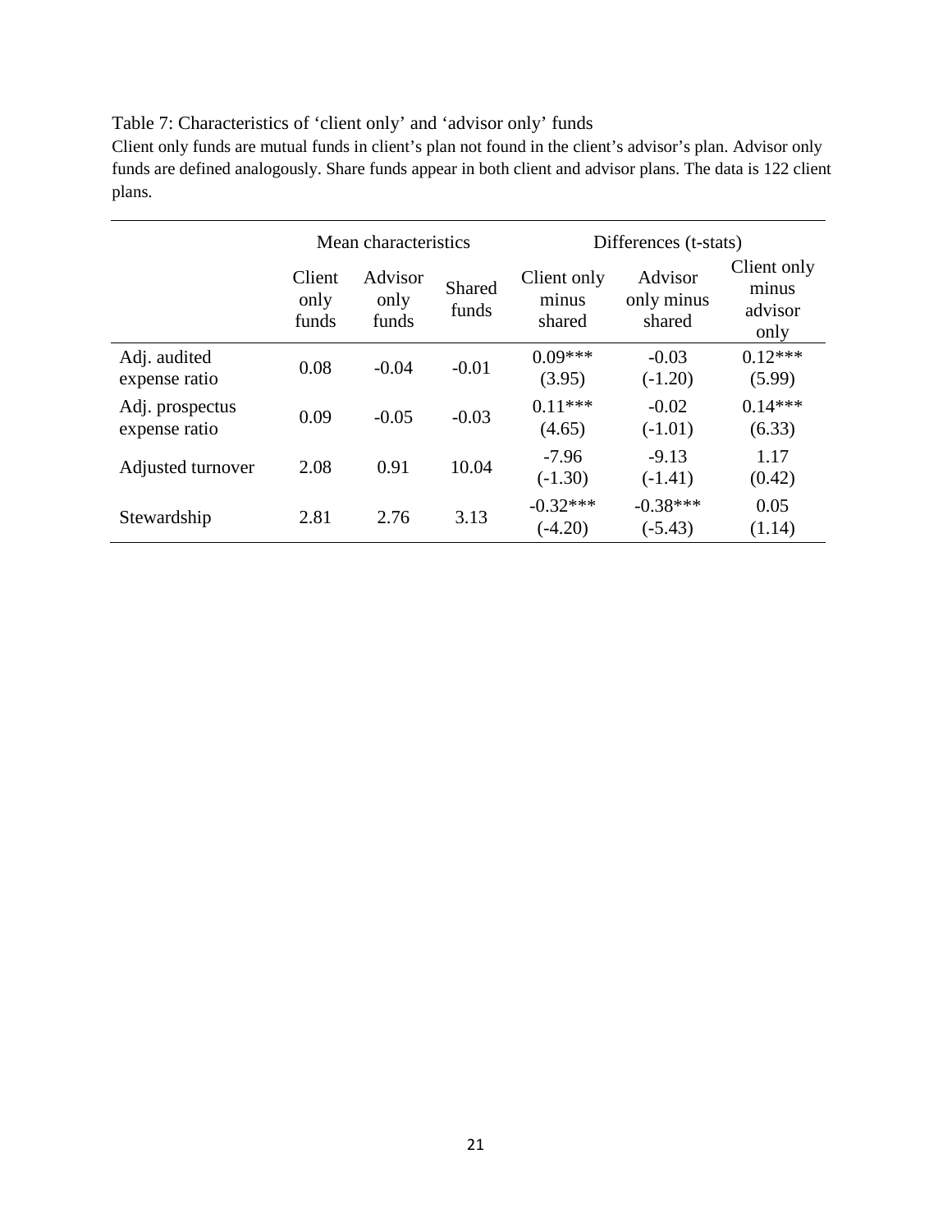Table 7: Characteristics of 'client only' and 'advisor only' funds

Client only funds are mutual funds in client's plan not found in the client's advisor's plan. Advisor only funds are defined analogously. Share funds appear in both client and advisor plans. The data is 122 client plans.

| | Mean characteristics | | | Differences (t-stats) | | |
|---|---|---|---|---|---|---|
| | Client only funds | Advisor only funds | Shared funds | Client only minus shared | Advisor only minus shared | Client only minus advisor only |
| Adj. audited expense ratio | 0.08 | -0.04 | -0.01 | 0.09*** (3.95) | -0.03 (-1.20) | 0.12*** (5.99) |
| Adj. prospectus expense ratio | 0.09 | -0.05 | -0.03 | 0.11*** (4.65) | -0.02 (-1.01) | 0.14*** (6.33) |
| Adjusted turnover | 2.08 | 0.91 | 10.04 | -7.96 (-1.30) | -9.13 (-1.41) | 1.17 (0.42) |
| Stewardship | 2.81 | 2.76 | 3.13 | -0.32*** (-4.20) | -0.38*** (-5.43) | 0.05 (1.14) |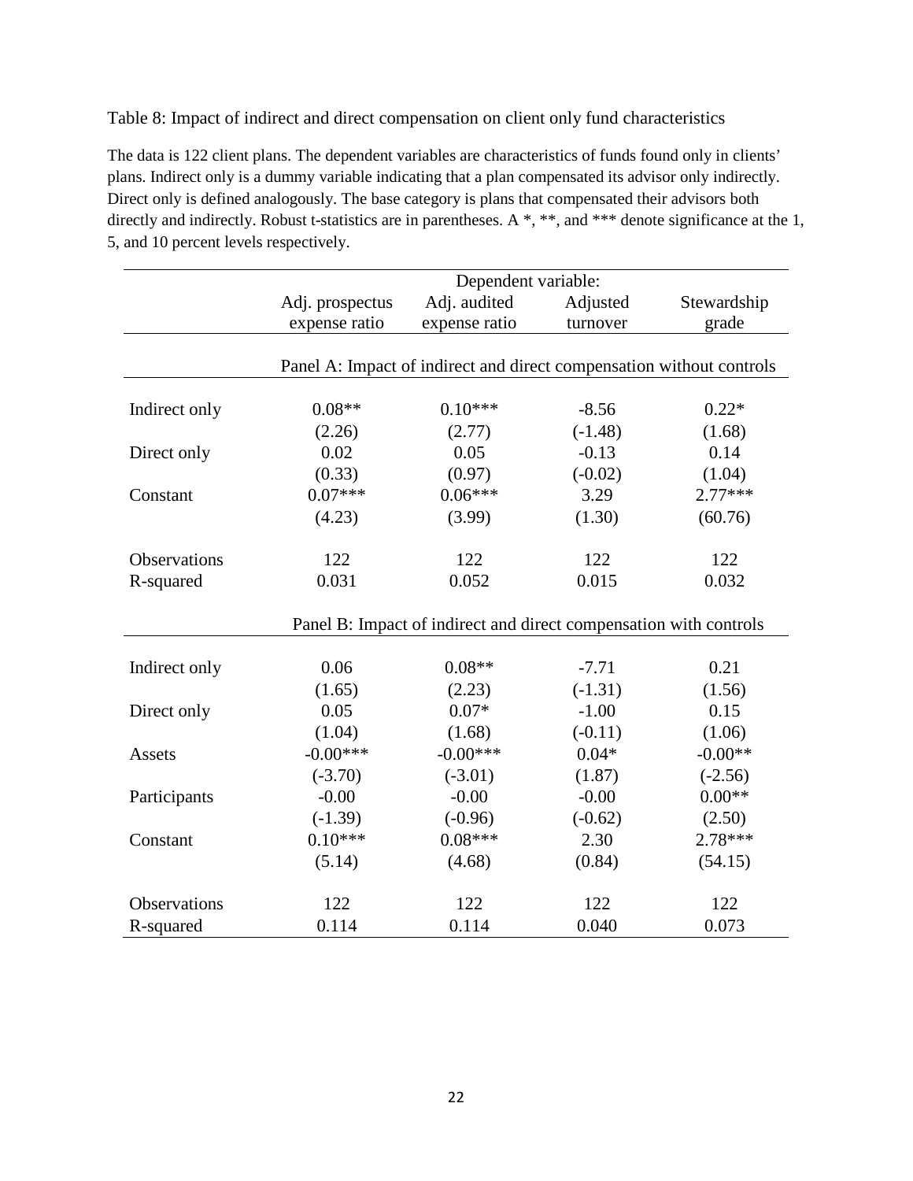Table 8: Impact of indirect and direct compensation on client only fund characteristics

The data is 122 client plans. The dependent variables are characteristics of funds found only in clients' plans. Indirect only is a dummy variable indicating that a plan compensated its advisor only indirectly. Direct only is defined analogously. The base category is plans that compensated their advisors both directly and indirectly. Robust t-statistics are in parentheses. A *, **, and *** denote significance at the 1, 5, and 10 percent levels respectively.

| | Dependent variable: | | | |
|---|---|---|---|---|
| | Adj. prospectus expense ratio | Adj. audited expense ratio | Adjusted turnover | Stewardship grade |
| | Panel A: Impact of indirect and direct compensation without controls | | | |
| Indirect only | 0.08** | 0.10*** | -8.56 | 0.22* |
| | (2.26) | (2.77) | (-1.48) | (1.68) |
| Direct only | 0.02 | 0.05 | -0.13 | 0.14 |
| | (0.33) | (0.97) | (-0.02) | (1.04) |
| Constant | 0.07*** | 0.06*** | 3.29 | 2.77*** |
| | (4.23) | (3.99) | (1.30) | (60.76) |
| Observations | 122 | 122 | 122 | 122 |
| R-squared | 0.031 | 0.052 | 0.015 | 0.032 |
| | Panel B: Impact of indirect and direct compensation with controls | | | |
| Indirect only | 0.06 | 0.08** | -7.71 | 0.21 |
| | (1.65) | (2.23) | (-1.31) | (1.56) |
| Direct only | 0.05 | 0.07* | -1.00 | 0.15 |
| | (1.04) | (1.68) | (-0.11) | (1.06) |
| Assets | -0.00*** | -0.00*** | 0.04* | -0.00** |
| | (-3.70) | (-3.01) | (1.87) | (-2.56) |
| Participants | -0.00 | -0.00 | -0.00 | 0.00** |
| | (-1.39) | (-0.96) | (-0.62) | (2.50) |
| Constant | 0.10*** | 0.08*** | 2.30 | 2.78*** |
| | (5.14) | (4.68) | (0.84) | (54.15) |
| Observations | 122 | 122 | 122 | 122 |
| R-squared | 0.114 | 0.114 | 0.040 | 0.073 |